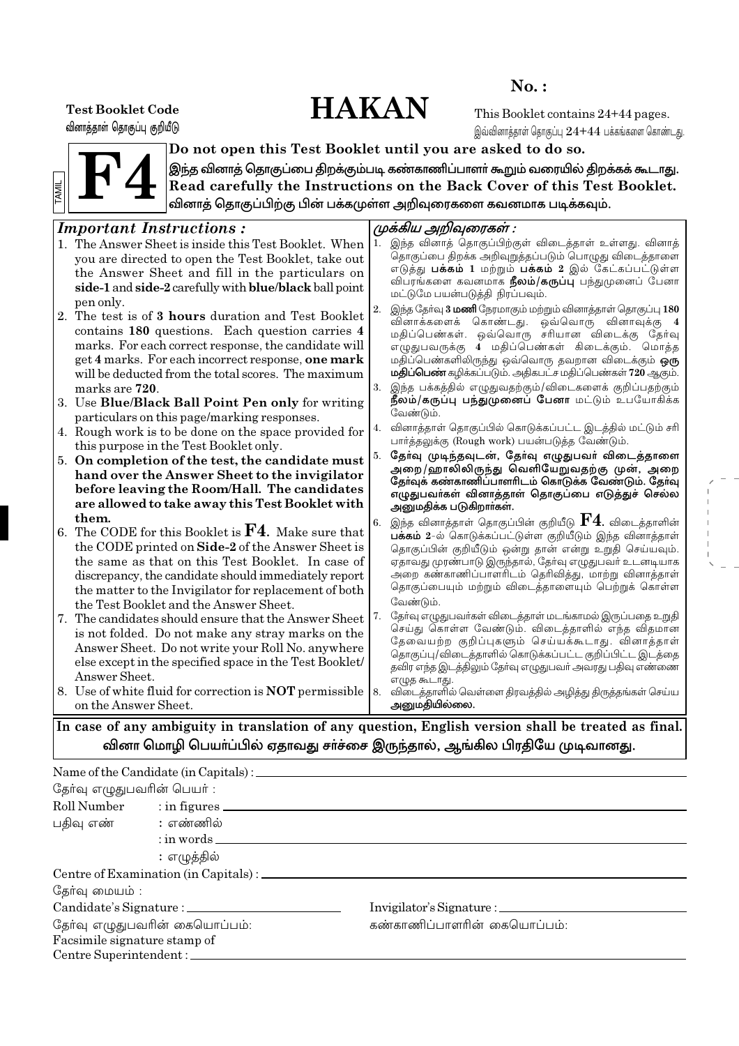No. :

Test Booklet Code

வினாத்தாள் தொகுப்பு குறியீடு

# HAKAN

This Booklet contains 24+44 pages.

இவ்வினாத்தாள் தொகுப்பு 24+44 பக்கங்களை கொண்டது.

TAMIL

# F4

**Do not open this Test Booklet until you are asked to do so.**

**இந்த வினாத் தொகுப்பை திறக்கும்படி கண்காணிப்பாளர் கூறும் வரையில் திறக்கக் கூடாது.**

**Read carefully the Instructions on the Back Cover of this Test Booklet.**

**வினாத் தொகுப்பிற்கு பின் பக்கமுள்ள அறிவுரைகளை கவனமாக படிக்கவும்.**

## *Important Instructions :*

1. The Answer Sheet is inside this Test Booklet. When you are directed to open the Test Booklet, take out the Answer Sheet and fill in the particulars on **side-1** and **side-2** carefully with **blue/black** ball point pen only.
2. The test is of **3 hours** duration and Test Booklet contains **180** questions. Each question carries **4** marks. For each correct response, the candidate will get **4** marks. For each incorrect response, **one mark** will be deducted from the total scores. The maximum marks are **720**.
3. Use **Blue/Black Ball Point Pen only** for writing particulars on this page/marking responses.
4. Rough work is to be done on the space provided for this purpose in the Test Booklet only.
5. **On completion of the test, the candidate must hand over the Answer Sheet to the invigilator before leaving the Room/Hall. The candidates are allowed to take away this Test Booklet with them.**
6. The CODE for this Booklet is **F4**. Make sure that the CODE printed on **Side-2** of the Answer Sheet is the same as that on this Test Booklet. In case of discrepancy, the candidate should immediately report the matter to the Invigilator for replacement of both the Test Booklet and the Answer Sheet.
7. The candidates should ensure that the Answer Sheet is not folded. Do not make any stray marks on the Answer Sheet. Do not write your Roll No. anywhere else except in the specified space in the Test Booklet/Answer Sheet.
8. Use of white fluid for correction is **NOT** permissible on the Answer Sheet.

## *முக்கிய அறிவுரைகள் :*

1. இந்த வினாத் தொகுப்பிற்குள் விடைத்தாள் உள்ளது. வினாத் தொகுப்பை திறக்க அறிவுறுத்தப்படும் பொழுது விடைத்தாளை எடுத்து **பக்கம் 1** மற்றும் **பக்கம் 2** இல் கேட்கப்பட்டுள்ள விபரங்களை கவனமாக **நீலம்/கருப்பு** பந்துமுனைப் பேனா மட்டுமே பயன்படுத்தி நிரப்பவும்.
2. இந்த தேர்வு **3 மணி** நேரமாகும் மற்றும் வினாத்தாள் தொகுப்பு **180** வினாக்களைக் கொண்டது. ஒவ்வொரு வினாவுக்கு **4** மதிப்பெண்கள். ஒவ்வொரு சரியான விடைக்கு தேர்வு எழுதுபவருக்கு **4** மதிப்பெண்கள் கிடைக்கும். மொத்த மதிப்பெண்களிலிருந்து ஒவ்வொரு தவறான விடைக்கும் **ஒரு மதிப்பெண்** கழிக்கப்படும். அதிகபட்ச மதிப்பெண்கள் **720** ஆகும்.
3. இந்த பக்கத்தில் எழுதுவதற்கும்/விடைகளைக் குறிப்பதற்கும் **நீலம்/கருப்பு பந்துமுனைப் பேனா** மட்டும் உபயோகிக்க வேண்டும்.
4. வினாத்தாள் தொகுப்பில் கொடுக்கப்பட்ட இடத்தில் மட்டும் சரி பார்த்தலுக்கு (Rough work) பயன்படுத்த வேண்டும்.
5. **தேர்வு முடிந்தவுடன், தேர்வு எழுதுபவர் விடைத்தாளை அறை/ஹாலிலிருந்து வெளியேறுவதற்கு முன், அறை தேர்வுக் கண்காணிப்பாளரிடம் கொடுக்க வேண்டும். தேர்வு எழுதுபவர்கள் வினாத்தாள் தொகுப்பை எடுத்துச் செல்ல அனுமதிக்க படுகிறார்கள்.**
6. இந்த வினாத்தாள் தொகுப்பின் குறியீடு **F4**. விடைத்தாளின் **பக்கம் 2**-ல் கொடுக்கப்பட்டுள்ள குறியீடும் இந்த வினாத்தாள் தொகுப்பின் குறியீடும் ஒன்று தான் என்று உறுதி செய்யவும். ஏதாவது முரண்பாடு இருந்தால், தேர்வு எழுதுபவர் உடனடியாக அறை கண்காணிப்பாளரிடம் தெரிவித்து, மாற்று வினாத்தாள் தொகுப்பையும் மற்றும் விடைத்தாளையும் பெற்றுக் கொள்ள வேண்டும்.
7. தேர்வு எழுதுபவர்கள் விடைத்தாள் மடங்காமல் இருப்பதை உறுதி செய்து கொள்ள வேண்டும். விடைத்தாளில் எந்த விதமான தேவையற்ற குறிப்புகளும் செய்யக்கூடாது. வினாத்தாள் தொகுப்பு/விடைத்தாளில் கொடுக்கப்பட்ட குறிப்பிட்ட இடத்தை தவிர எந்த இடத்திலும் தேர்வு எழுதுபவர் அவரது பதிவு எண்ணை எழுத கூடாது.
8. விடைத்தாளில் வெள்ளை திரவத்தில் அழித்து திருத்தங்கள் செய்ய **அனுமதியில்லை.**

**In case of any ambiguity in translation of any question, English version shall be treated as final.**

**வினா மொழி பெயர்ப்பில் ஏதாவது சர்ச்சை இருந்தால், ஆங்கில பிரதியே முடிவானது.**

Name of the Candidate (in Capitals) : ____________________

தேர்வு எழுதுபவரின் பெயர் :

Roll Number : in figures ____________________

பதிவு எண் : எண்ணில்

: in words ____________________

: எழுத்தில்

Centre of Examination (in Capitals) : ____________________

தேர்வு மையம் :

Candidate's Signature : ____________________ Invigilator's Signature : ____________________

தேர்வு எழுதுபவரின் கையொப்பம்: கண்காணிப்பாளரின் கையொப்பம்:

Facsimile signature stamp of

Centre Superintendent : ____________________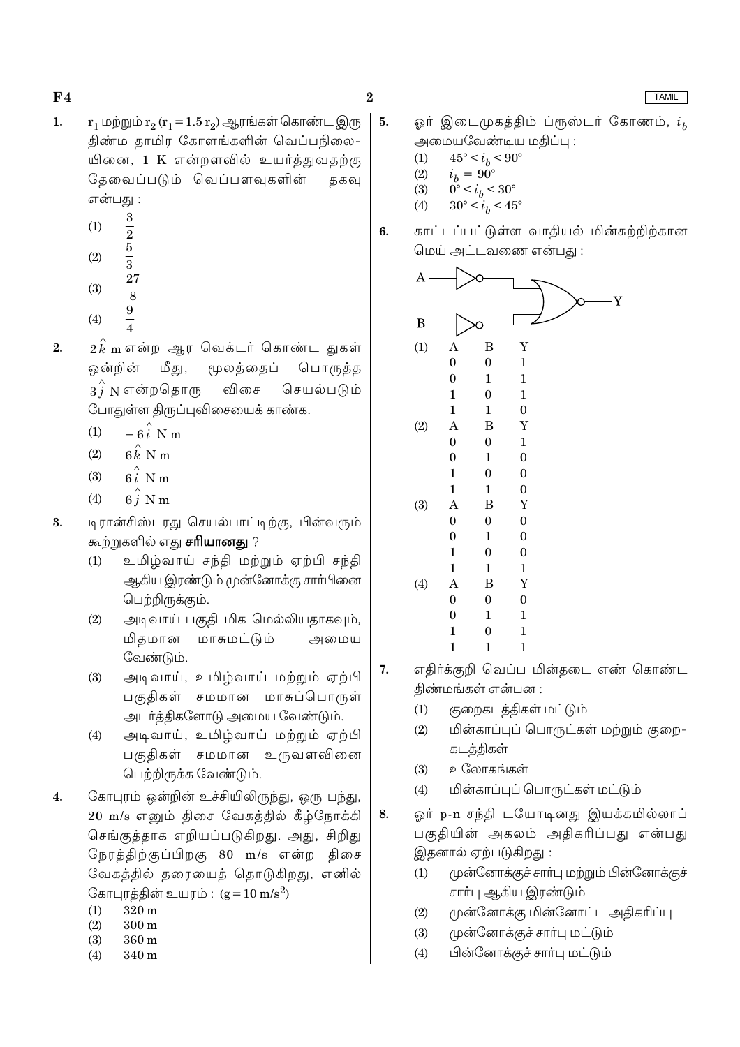1. $r_1$ மற்றும் $r_2$ ($r_1 = 1.5\, r_2$) ஆரங்கள் கொண்ட இரு திண்ம தாமிர கோளங்களின் வெப்பநிலையினை, 1 K என்றளவில் உயர்த்துவதற்கு தேவைப்படும் வெப்பஅளவுகளின் தகவு என்பது :
   (1) $\frac{3}{2}$
   (2) $\frac{5}{3}$
   (3) $\frac{27}{8}$
   (4) $\frac{9}{4}$

2. $2\hat{k}$ m என்ற ஆர வெக்டர் கொண்ட துகள் ஒன்றின் மீது, மூலத்தைப் பொருத்த $3\hat{j}$ N என்றதொரு விசை செயல்படும் போதுள்ள திருப்புவிசையைக் காண்க.
   (1) $-6\hat{i}$ N m
   (2) $6\hat{k}$ N m
   (3) $6\hat{i}$ N m
   (4) $6\hat{j}$ N m

3. டிரான்சிஸ்டரது செயல்பாட்டிற்கு, பின்வரும் கூற்றுகளில் எது **சரியானது** ?
   (1) உமிழ்வாய் சந்தி மற்றும் ஏற்பி சந்தி ஆகிய இரண்டும் முன்னோக்கு சார்பினை பெற்றிருக்கும்.
   (2) அடிவாய் பகுதி மிக மெல்லியதாகவும், மிதமான மாசுமட்டும் அமைய வேண்டும்.
   (3) அடிவாய், உமிழ்வாய் மற்றும் ஏற்பி பகுதிகள் சமமான மாசுப்பொருள் அடர்த்திகளோடு அமைய வேண்டும்.
   (4) அடிவாய், உமிழ்வாய் மற்றும் ஏற்பி பகுதிகள் சமமான உருவளவினை பெற்றிருக்க வேண்டும்.

4. கோபுரம் ஒன்றின் உச்சியிலிருந்து, ஒரு பந்து, 20 m/s எனும் திசை வேகத்தில் கீழ்நோக்கி செங்குத்தாக எறியப்படுகிறது. அது, சிறிது நேரத்திற்குப்பிறகு 80 m/s என்ற திசை வேகத்தில் தரையைத் தொடுகிறது, எனில் கோபுரத்தின் உயரம் : ($g = 10$ m/s$^2$)
   (1) 320 m
   (2) 300 m
   (3) 360 m
   (4) 340 m

5. ஓர் இடைமுகத்திம் ப்ரூஸ்டர் கோணம், $i_b$ அமையவேண்டிய மதிப்பு :
   (1) $45° < i_b < 90°$
   (2) $i_b = 90°$
   (3) $0° < i_b < 30°$
   (4) $30° < i_b < 45°$

6. காட்டப்பட்டுள்ள வாதியல் மின்சுற்றிற்கான மெய் அட்டவணை என்பது :

   (A, B → NOT கதவுகள் → NOR கதவு → Y)

   (1)

| A | B | Y |
|---|---|---|
| 0 | 0 | 1 |
| 0 | 1 | 1 |
| 1 | 0 | 1 |
| 1 | 1 | 0 |

   (2)

| A | B | Y |
|---|---|---|
| 0 | 0 | 1 |
| 0 | 1 | 0 |
| 1 | 0 | 0 |
| 1 | 1 | 0 |

   (3)

| A | B | Y |
|---|---|---|
| 0 | 0 | 0 |
| 0 | 1 | 0 |
| 1 | 0 | 0 |
| 1 | 1 | 1 |

   (4)

| A | B | Y |
|---|---|---|
| 0 | 0 | 0 |
| 0 | 1 | 1 |
| 1 | 0 | 1 |
| 1 | 1 | 1 |

7. எதிர்க்குறி வெப்ப மின்தடை எண் கொண்ட திண்மங்கள் என்பன :
   (1) குறைகடத்திகள் மட்டும்
   (2) மின்காப்புப் பொருட்கள் மற்றும் குறைகடத்திகள்
   (3) உலோகங்கள்
   (4) மின்காப்புப் பொருட்கள் மட்டும்

8. ஓர் p-n சந்தி டயோடினது இயக்கமில்லாப் பகுதியின் அகலம் அதிகரிப்பது என்பது இதனால் ஏற்படுகிறது :
   (1) முன்னோக்குச் சார்பு மற்றும் பின்னோக்குச் சார்பு ஆகிய இரண்டும்
   (2) முன்னோக்கு மின்னோட்ட அதிகரிப்பு
   (3) முன்னோக்குச் சார்பு மட்டும்
   (4) பின்னோக்குச் சார்பு மட்டும்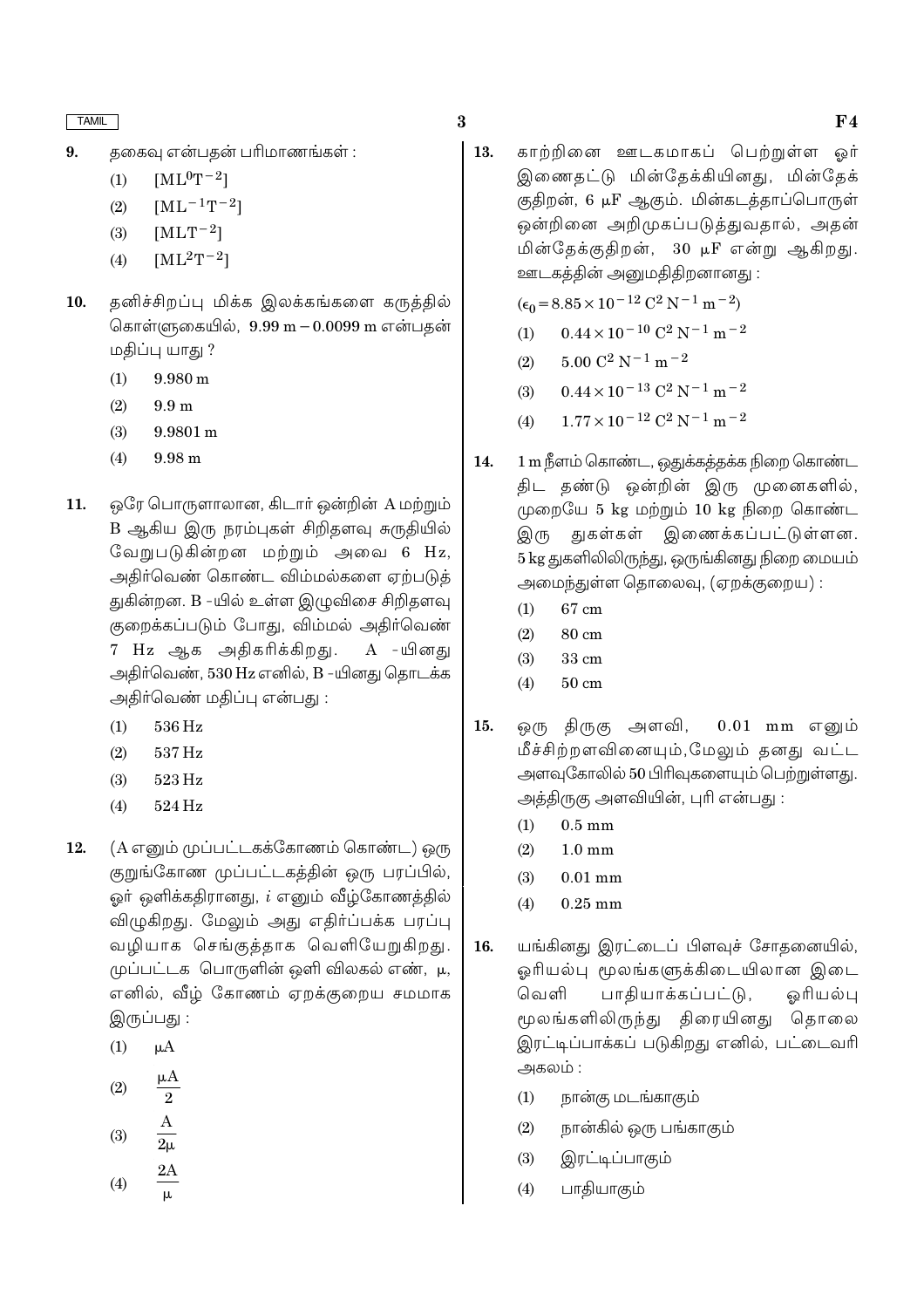9. தகைவு என்பதன் பரிமாணங்கள் :

   (1) $[ML^0T^{-2}]$

   (2) $[ML^{-1}T^{-2}]$

   (3) $[MLT^{-2}]$

   (4) $[ML^2T^{-2}]$

10. தனிச்சிறப்பு மிக்க இலக்கங்களை கருத்தில் கொள்ளுகையில், $9.99\text{ m} - 0.0099\text{ m}$ என்பதன் மதிப்பு யாது ?

    (1) 9.980 m

    (2) 9.9 m

    (3) 9.9801 m

    (4) 9.98 m

11. ஒரே பொருளாலான, கிடார் ஒன்றின் A மற்றும் B ஆகிய இரு நரம்புகள் சிறிதளவு சுருதியில் வேறுபடுகின்றன மற்றும் அவை 6 Hz, அதிர்வெண் கொண்ட விம்மல்களை ஏற்படுத்துகின்றன. B -யில் உள்ள இழுவிசை சிறிதளவு குறைக்கப்படும் போது, விம்மல் அதிர்வெண் 7 Hz ஆக அதிகரிக்கிறது. A -யினது அதிர்வெண், 530 Hz எனில், B -யினது தொடக்க அதிர்வெண் மதிப்பு என்பது :

    (1) 536 Hz

    (2) 537 Hz

    (3) 523 Hz

    (4) 524 Hz

12. (A எனும் முப்பட்டகக்கோணம் கொண்ட) ஒரு குறுங்கோண முப்பட்டகத்தின் ஒரு பரப்பில், ஓர் ஒளிக்கதிரானது, $i$ எனும் வீழ்கோணத்தில் விழுகிறது. மேலும் அது எதிர்ப்பக்க பரப்பு வழியாக செங்குத்தாக வெளியேறுகிறது. முப்பட்டக பொருளின் ஒளி விலகல் எண், $\mu$, எனில், வீழ் கோணம் ஏறக்குறைய சமமாக இருப்பது :

    (1) $\mu A$

    (2) $\frac{\mu A}{2}$

    (3) $\frac{A}{2\mu}$

    (4) $\frac{2A}{\mu}$

13. காற்றினை ஊடகமாகப் பெற்றுள்ள ஓர் இணைதட்டு மின்தேக்கியினது, மின்தேக் குதிறன், 6 $\mu$F ஆகும். மின்கடத்தாப்பொருள் ஒன்றினை அறிமுகப்படுத்துவதால், அதன் மின்தேக்குதிறன், 30 $\mu$F என்று ஆகிறது. ஊடகத்தின் அனுமதிதிறனானது :

    $(\epsilon_0 = 8.85 \times 10^{-12}\ C^2\ N^{-1}\ m^{-2})$

    (1) $0.44 \times 10^{-10}\ C^2\ N^{-1}\ m^{-2}$

    (2) $5.00\ C^2\ N^{-1}\ m^{-2}$

    (3) $0.44 \times 10^{-13}\ C^2\ N^{-1}\ m^{-2}$

    (4) $1.77 \times 10^{-12}\ C^2\ N^{-1}\ m^{-2}$

14. 1 m நீளம் கொண்ட, ஒதுக்கத்தக்க நிறை கொண்ட திட தண்டு ஒன்றின் இரு முனைகளில், முறையே 5 kg மற்றும் 10 kg நிறை கொண்ட இரு துகள்கள் இணைக்கப்பட்டுள்ளன. 5 kg துகளிலிருந்து, ஒருங்கினது நிறை மையம் அமைந்துள்ள தொலைவு, (ஏறக்குறைய) :

    (1) 67 cm

    (2) 80 cm

    (3) 33 cm

    (4) 50 cm

15. ஒரு திருகு அளவி, 0.01 mm எனும் மீச்சிற்றளவினையும், மேலும் தனது வட்ட அளவுகோலில் 50 பிரிவுகளையும் பெற்றுள்ளது. அத்திருகு அளவியின், புரி என்பது :

    (1) 0.5 mm

    (2) 1.0 mm

    (3) 0.01 mm

    (4) 0.25 mm

16. யங்கினது இரட்டைப் பிளவுச் சோதனையில், ஓரியல்பு மூலங்களுக்கிடையிலான இடை வெளி பாதியாக்கப்பட்டு, ஓரியல்பு மூலங்களிலிருந்து திரையினது தொலை இரட்டிப்பாக்கப் படுகிறது எனில், பட்டைவரி அகலம் :

    (1) நான்கு மடங்காகும்

    (2) நான்கில் ஒரு பங்காகும்

    (3) இரட்டிப்பாகும்

    (4) பாதியாகும்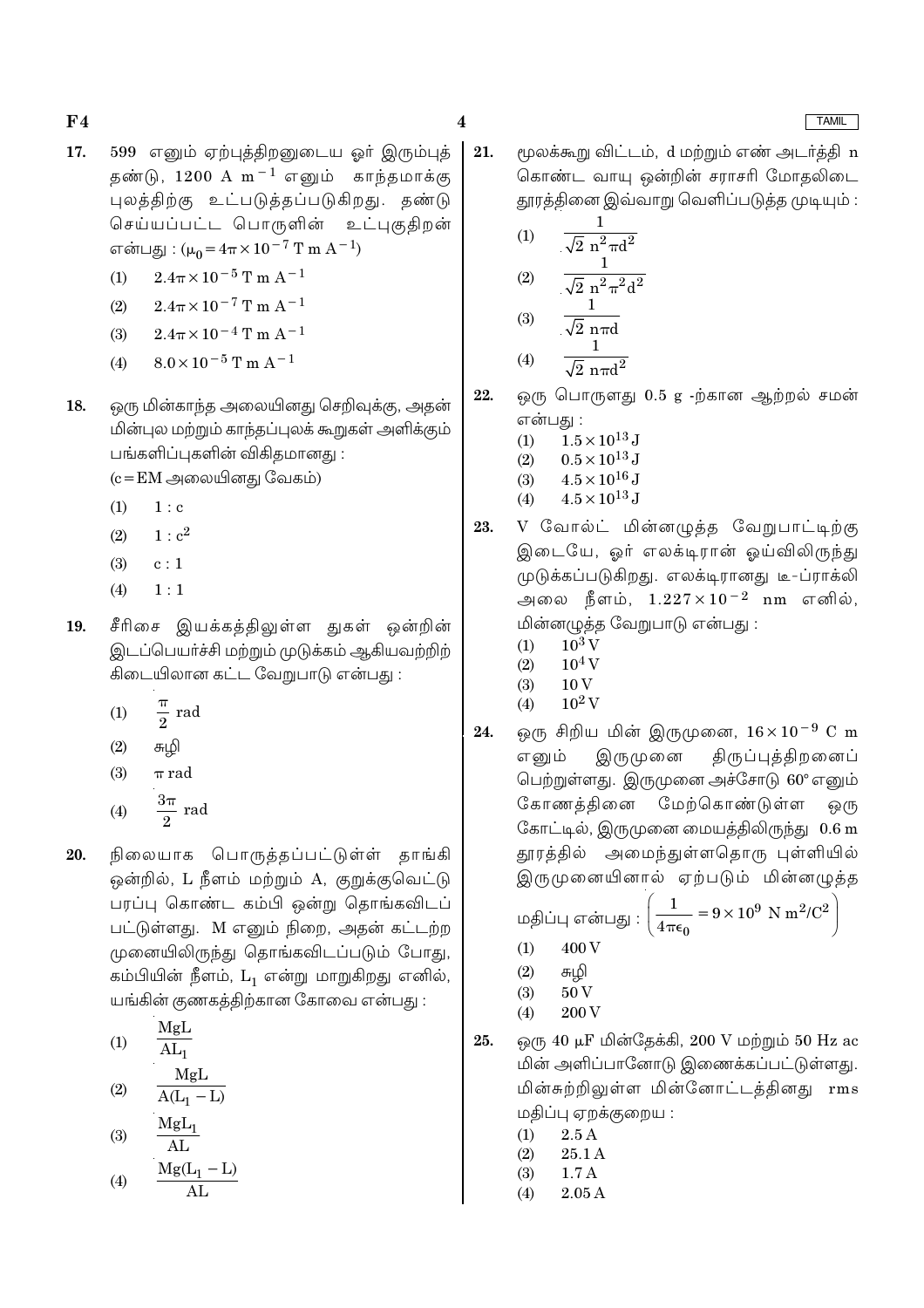**17.** 599 எனும் ஏற்புத்திறனுடைய ஓர் இரும்புத் தண்டு, 1200 A $m^{-1}$ எனும் காந்தமாக்கு புலத்திற்கு உட்படுத்தப்படுகிறது. தண்டு செய்யப்பட்ட பொருளின் உட்புகுதிறன் என்பது : ($\mu_0 = 4\pi \times 10^{-7}$ T m $A^{-1}$)

(1) $2.4\pi \times 10^{-5}$ T m $A^{-1}$

(2) $2.4\pi \times 10^{-7}$ T m $A^{-1}$

(3) $2.4\pi \times 10^{-4}$ T m $A^{-1}$

(4) $8.0 \times 10^{-5}$ T m $A^{-1}$

**18.** ஒரு மின்காந்த அலையினது செறிவுக்கு, அதன் மின்புல மற்றும் காந்தப்புலக் கூறுகள் அளிக்கும் பங்களிப்புகளின் விகிதமானது :
(c = EM அலையினது வேகம்)

(1) 1 : c

(2) 1 : $c^2$

(3) c : 1

(4) 1 : 1

**19.** சீரிசை இயக்கத்திலுள்ள துகள் ஒன்றின் இடப்பெயர்ச்சி மற்றும் முடுக்கம் ஆகியவற்றிற்கிடையிலான கட்ட வேறுபாடு என்பது :

(1) $\frac{\pi}{2}$ rad

(2) சுழி

(3) $\pi$ rad

(4) $\frac{3\pi}{2}$ rad

**20.** நிலையாக பொருத்தப்பட்டுள்ள தாங்கி ஒன்றில், L நீளம் மற்றும் A, குறுக்குவெட்டு பரப்பு கொண்ட கம்பி ஒன்று தொங்கவிடப்பட்டுள்ளது. M எனும் நிறை, அதன் கட்டற்ற முனையிலிருந்து தொங்கவிடப்படும் போது, கம்பியின் நீளம், $L_1$ என்று மாறுகிறது எனில், யங்கின் குணகத்திற்கான கோவை என்பது :

(1) $\frac{MgL}{AL_1}$

(2) $\frac{MgL}{A(L_1 - L)}$

(3) $\frac{MgL_1}{AL}$

(4) $\frac{Mg(L_1 - L)}{AL}$

**21.** மூலக்கூறு விட்டம், d மற்றும் எண் அடர்த்தி n கொண்ட வாயு ஒன்றின் சராசரி மோதலிடை தூரத்தினை இவ்வாறு வெளிப்படுத்த முடியும் :

(1) $\frac{1}{\sqrt{2}\, n^2 \pi d^2}$

(2) $\frac{1}{\sqrt{2}\, n^2 \pi^2 d^2}$

(3) $\frac{1}{\sqrt{2}\, n \pi d}$

(4) $\frac{1}{\sqrt{2}\, n \pi d^2}$

**22.** ஒரு பொருளது 0.5 g -ற்கான ஆற்றல் சமன் என்பது :

(1) $1.5 \times 10^{13}$ J

(2) $0.5 \times 10^{13}$ J

(3) $4.5 \times 10^{16}$ J

(4) $4.5 \times 10^{13}$ J

**23.** V வோல்ட் மின்னழுத்த வேறுபாட்டிற்கு இடையே, ஓர் எலக்டிரான் ஓய்விலிருந்து முடுக்கப்படுகிறது. எலக்டிரானது டீ-ப்ராக்லி அலை நீளம், $1.227 \times 10^{-2}$ nm எனில், மின்னழுத்த வேறுபாடு என்பது :

(1) $10^3$ V

(2) $10^4$ V

(3) 10 V

(4) $10^2$ V

**24.** ஒரு சிறிய மின் இருமுனை, $16 \times 10^{-9}$ C m எனும் இருமுனை திருப்புத்திறனைப் பெற்றுள்ளது. இருமுனை அச்சோடு 60° எனும் கோணத்தினை மேற்கொண்டுள்ள ஒரு கோட்டில், இருமுனை மையத்திலிருந்து 0.6 m தூரத்தில் அமைந்துள்ளதொரு புள்ளியில் இருமுனையினால் ஏற்படும் மின்னழுத்த மதிப்பு என்பது : $\left(\frac{1}{4\pi\epsilon_0} = 9 \times 10^9 \text{ N m}^2/\text{C}^2\right)$

(1) 400 V

(2) சுழி

(3) 50 V

(4) 200 V

**25.** ஒரு 40 $\mu$F மின்தேக்கி, 200 V மற்றும் 50 Hz ac மின் அளிப்பானோடு இணைக்கப்பட்டுள்ளது. மின்சுற்றிலுள்ள மின்னோட்டத்தினது rms மதிப்பு ஏறக்குறைய :

(1) 2.5 A

(2) 25.1 A

(3) 1.7 A

(4) 2.05 A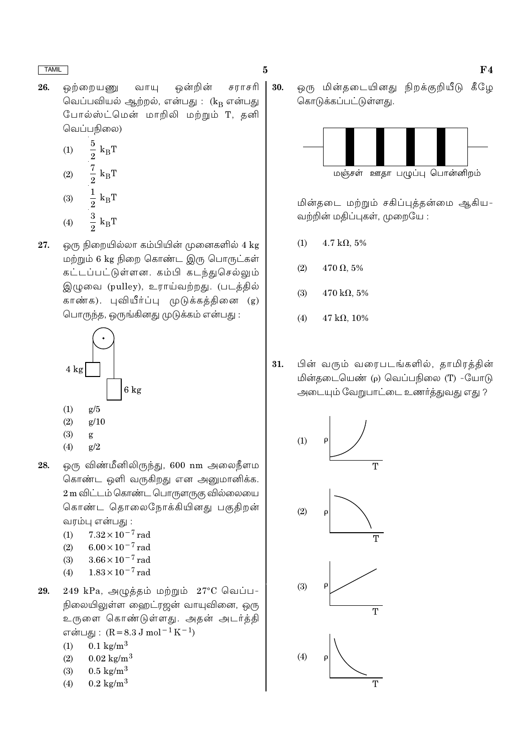26. ஒற்றையணு வாயு ஒன்றின் சராசரி வெப்பவியல் ஆற்றல், என்பது : ($k_B$ என்பது போல்ஸ்ட்மென் மாறிலி மற்றும் T, தனி வெப்பநிலை)

(1) $\frac{5}{2}\ k_B T$

(2) $\frac{7}{2}\ k_B T$

(3) $\frac{1}{2}\ k_B T$

(4) $\frac{3}{2}\ k_B T$

27. ஒரு நிறையில்லா கம்பியின் முனைகளில் 4 kg மற்றும் 6 kg நிறை கொண்ட இரு பொருட்கள் கட்டப்பட்டுள்ளன. கம்பி கடந்துசெல்லும் இழுவை (pulley), உராய்வற்றது. (படத்தில் காண்க). புவியீர்ப்பு முடுக்கத்தினை (g) பொருந்த, ஒருங்கினது முடுக்கம் என்பது :

4 kg

6 kg

(1) g/5
(2) g/10
(3) g
(4) g/2

28. ஒரு விண்மீனிலிருந்து, 600 nm அலைநீளம் கொண்ட ஒளி வருகிறது என அனுமானிக்க. 2 m விட்டம் கொண்ட பொருளருகு வில்லையை கொண்ட தொலைநோக்கியினது பகுதிறன் வரம்பு என்பது :

(1) $7.32 \times 10^{-7}$ rad
(2) $6.00 \times 10^{-7}$ rad
(3) $3.66 \times 10^{-7}$ rad
(4) $1.83 \times 10^{-7}$ rad

29. 249 kPa, அழுத்தம் மற்றும் 27°C வெப்பநிலையிலுள்ள ஹைட்ரஜன் வாயுவினை, ஒரு உருளை கொண்டுள்ளது. அதன் அடர்த்தி என்பது : ($R = 8.3\ J\ mol^{-1}\ K^{-1}$)

(1) $0.1\ kg/m^3$
(2) $0.02\ kg/m^3$
(3) $0.5\ kg/m^3$
(4) $0.2\ kg/m^3$

30. ஒரு மின்தடையினது நிறக்குறியீடு கீழே கொடுக்கப்பட்டுள்ளது.

மஞ்சள் ஊதா பழுப்பு பொன்னிறம்

மின்தடை மற்றும் சகிப்புத்தன்மை ஆகியவற்றின் மதிப்புகள், முறையே :

(1) 4.7 kΩ, 5%

(2) 470 Ω, 5%

(3) 470 kΩ, 5%

(4) 47 kΩ, 10%

31. பின் வரும் வரைபடங்களில், தாமிரத்தின் மின்தடையெண் (ρ) வெப்பநிலை (T) -யோடு அடையும் வேறுபாட்டை உணர்த்துவது எது ?

(1)

(2)

(3)

(4)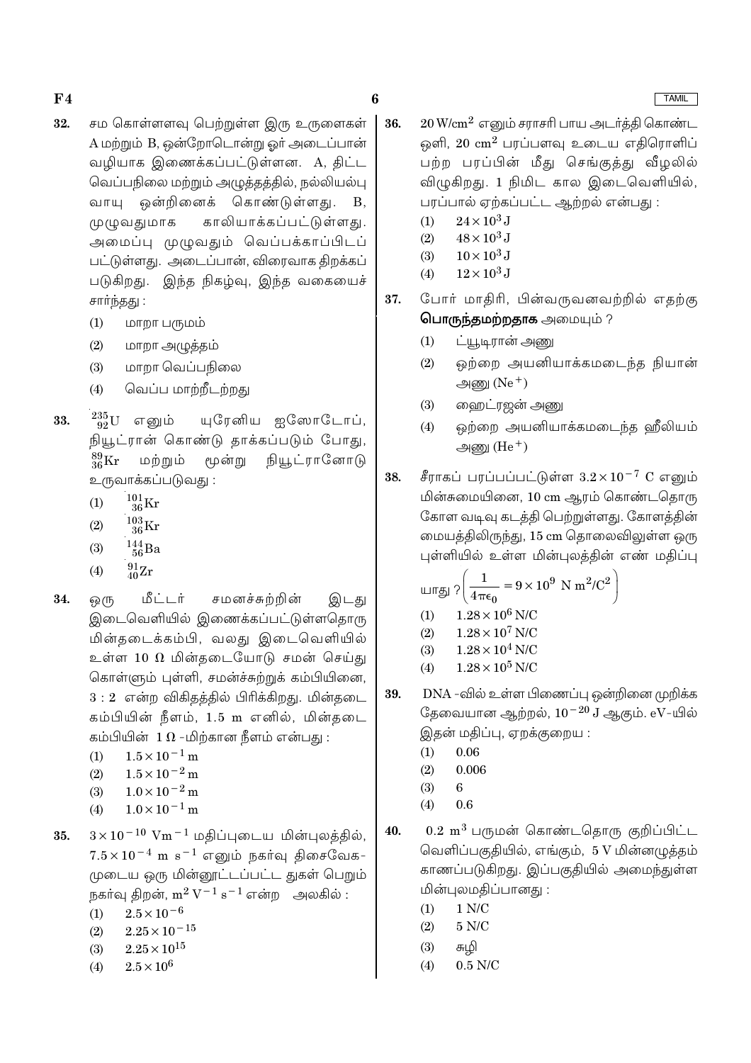32. சம கொள்ளளவு பெற்றுள்ள இரு உருளைகள் A மற்றும் B, ஒன்றோடொன்று ஓர் அடைப்பான் வழியாக இணைக்கப்பட்டுள்ளன. A, திட்ட வெப்பநிலை மற்றும் அழுத்தத்தில், நல்லியல்பு வாயு ஒன்றினைக் கொண்டுள்ளது. B, முழுவதுமாக காலியாக்கப்பட்டுள்ளது. அமைப்பு முழுவதும் வெப்பக்காப்பிடப் பட்டுள்ளது. அடைப்பான், விரைவாக திறக்கப் படுகிறது. இந்த நிகழ்வு, இந்த வகையைச் சார்ந்தது :

(1) மாறா பருமம்
(2) மாறா அழுத்தம்
(3) மாறா வெப்பநிலை
(4) வெப்ப மாற்றீடற்றது

33. $^{235}_{92}U$ எனும் யுரேனிய ஐஸோடோப், நியூட்ரான் கொண்டு தாக்கப்படும் போது, $^{89}_{36}Kr$ மற்றும் மூன்று நியூட்ரானோடு உருவாக்கப்படுவது :

(1) $^{101}_{36}Kr$
(2) $^{103}_{36}Kr$
(3) $^{144}_{56}Ba$
(4) $^{91}_{40}Zr$

34. ஒரு மீட்டர் சமனச்சுற்றின் இடது இடைவெளியில் இணைக்கப்பட்டுள்ளதொரு மின்தடைக்கம்பி, வலது இடைவெளியில் உள்ள 10 $\Omega$ மின்தடையோடு சமன் செய்து கொள்ளும் புள்ளி, சமனச்சுற்றுக் கம்பியினை, 3 : 2 என்ற விகிதத்தில் பிரிக்கிறது. மின்தடை கம்பியின் நீளம், 1.5 m எனில், மின்தடை கம்பியின் 1 $\Omega$ -மிற்கான நீளம் என்பது :

(1) $1.5 \times 10^{-1}$ m
(2) $1.5 \times 10^{-2}$ m
(3) $1.0 \times 10^{-2}$ m
(4) $1.0 \times 10^{-1}$ m

35. $3 \times 10^{-10}$ $Vm^{-1}$ மதிப்புடைய மின்புலத்தில், $7.5 \times 10^{-4}$ m $s^{-1}$ எனும் நகர்வு திசைவேக-முடைய ஒரு மின்னூட்டப்பட்ட துகள் பெறும் நகர்வு திறன், $m^2 V^{-1} s^{-1}$ என்ற அலகில் :

(1) $2.5 \times 10^{-6}$
(2) $2.25 \times 10^{-15}$
(3) $2.25 \times 10^{15}$
(4) $2.5 \times 10^{6}$

36. 20 W/cm$^2$ எனும் சராசரி பாய அடர்த்தி கொண்ட ஒளி, 20 cm$^2$ பரப்பளவு உடைய எதிரொளிப் பற்ற பரப்பின் மீது செங்குத்து வீழலில் விழுகிறது. 1 நிமிட கால இடைவெளியில், பரப்பால் ஏற்கப்பட்ட ஆற்றல் என்பது :

(1) $24 \times 10^3$ J
(2) $48 \times 10^3$ J
(3) $10 \times 10^3$ J
(4) $12 \times 10^3$ J

37. போர் மாதிரி, பின்வருவனவற்றில் எதற்கு **பொருந்தமற்றதாக** அமையும் ?

(1) ட்யூடிரான் அணு
(2) ஒற்றை அயனியாக்கமடைந்த நியான் அணு ($Ne^+$)
(3) ஹைட்ரஜன் அணு
(4) ஒற்றை அயனியாக்கமடைந்த ஹீலியம் அணு ($He^+$)

38. சீராகப் பரப்பப்பட்டுள்ள $3.2 \times 10^{-7}$ C எனும் மின்சுமையினை, 10 cm ஆரம் கொண்டதொரு கோள வடிவு கடத்தி பெற்றுள்ளது. கோளத்தின் மையத்திலிருந்து, 15 cm தொலைவிலுள்ள ஒரு புள்ளியில் உள்ள மின்புலத்தின் எண் மதிப்பு யாது ? $\left(\frac{1}{4\pi\epsilon_0} = 9 \times 10^9 \text{ N m}^2/\text{C}^2\right)$

(1) $1.28 \times 10^{6}$ N/C
(2) $1.28 \times 10^{7}$ N/C
(3) $1.28 \times 10^{4}$ N/C
(4) $1.28 \times 10^{5}$ N/C

39. DNA -வில் உள்ள பிணைப்பு ஒன்றினை முறிக்க தேவையான ஆற்றல், $10^{-20}$ J ஆகும். eV-யில் இதன் மதிப்பு, ஏறக்குறைய :

(1) 0.06
(2) 0.006
(3) 6
(4) 0.6

40. 0.2 m$^3$ பருமன் கொண்டதொரு குறிப்பிட்ட வெளிப்பகுதியில், எங்கும், 5 V மின்னழுத்தம் காணப்படுகிறது. இப்பகுதியில் அமைந்துள்ள மின்புலமதிப்பானது :

(1) 1 N/C
(2) 5 N/C
(3) சுழி
(4) 0.5 N/C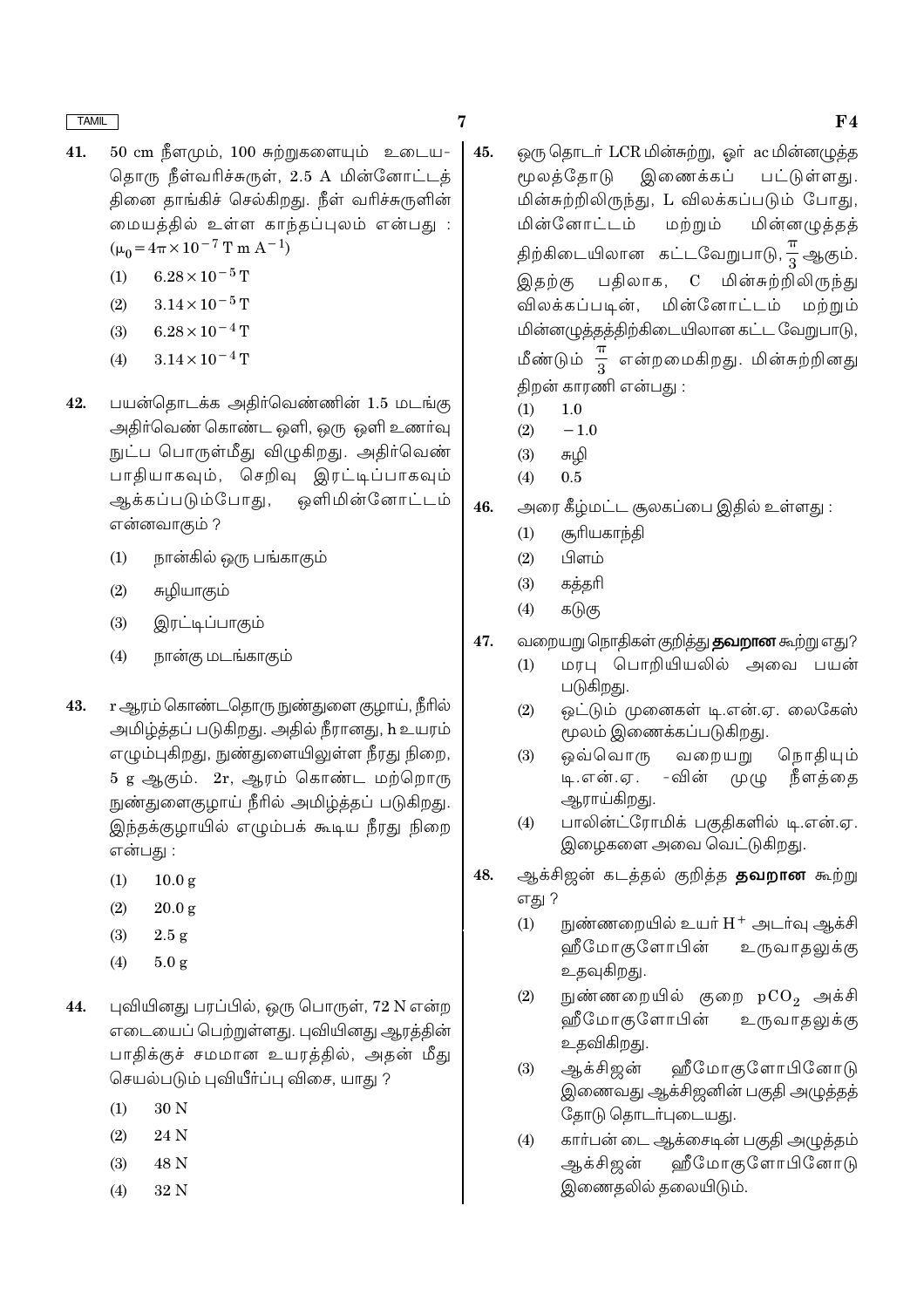41. 50 cm நீளமும், 100 சுற்றுகளையும் உடைய-தொரு நீள்வரிச்சுருள், 2.5 A மின்னோட்டத்தினை தாங்கிச் செல்கிறது. நீள் வரிச்சுருளின் மையத்தில் உள்ள காந்தப்புலம் என்பது : ($\mu_0 = 4\pi \times 10^{-7}$ T m $A^{-1}$)

   (1) $6.28 \times 10^{-5}$ T
   (2) $3.14 \times 10^{-5}$ T
   (3) $6.28 \times 10^{-4}$ T
   (4) $3.14 \times 10^{-4}$ T

42. பயன்தொடக்க அதிர்வெண்ணின் 1.5 மடங்கு அதிர்வெண் கொண்ட ஒளி, ஒரு ஒளி உணர்வு நுட்ப பொருள்மீது விழுகிறது. அதிர்வெண் பாதியாகவும், செறிவு இரட்டிப்பாகவும் ஆக்கப்படும்போது, ஒளிமின்னோட்டம் என்னவாகும் ?

   (1) நான்கில் ஒரு பங்காகும்
   (2) சுழியாகும்
   (3) இரட்டிப்பாகும்
   (4) நான்கு மடங்காகும்

43. r ஆரம் கொண்டதொரு நுண்துளை குழாய், நீரில் அமிழ்த்தப் படுகிறது. அதில் நீரானது, h உயரம் எழும்புகிறது, நுண்துளையிலுள்ள நீரது நிறை, 5 g ஆகும். 2r, ஆரம் கொண்ட மற்றொரு நுண்துளைகுழாய் நீரில் அமிழ்த்தப் படுகிறது. இந்தக்குழாயில் எழும்பக் கூடிய நீரது நிறை என்பது :

   (1) 10.0 g
   (2) 20.0 g
   (3) 2.5 g
   (4) 5.0 g

44. புவியினது பரப்பில், ஒரு பொருள், 72 N என்ற எடையைப் பெற்றுள்ளது. புவியினது ஆரத்தின் பாதிக்குச் சமமான உயரத்தில், அதன் மீது செயல்படும் புவியீர்ப்பு விசை, யாது ?

   (1) 30 N
   (2) 24 N
   (3) 48 N
   (4) 32 N

45. ஒரு தொடர் LCR மின்சுற்று, ஓர் ac மின்னழுத்த மூலத்தோடு இணைக்கப் பட்டுள்ளது. மின்சுற்றிலிருந்து, L விலக்கப்படும் போது, மின்னோட்டம் மற்றும் மின்னழுத்தத் திற்கிடையிலான கட்டவேறுபாடு, $\frac{\pi}{3}$ ஆகும். இதற்கு பதிலாக, C மின்சுற்றிலிருந்து விலக்கப்படின், மின்னோட்டம் மற்றும் மின்னழுத்தத்திற்கிடையிலான கட்ட வேறுபாடு, மீண்டும் $\frac{\pi}{3}$ என்றமைகிறது. மின்சுற்றினது திறன் காரணி என்பது :

   (1) 1.0
   (2) $-1.0$
   (3) சுழி
   (4) 0.5

46. அரை கீழ்மட்ட சூலகப்பை இதில் உள்ளது :

   (1) சூரியகாந்தி
   (2) பிளம்
   (3) கத்தரி
   (4) கடுகு

47. வறையறு நொதிகள் குறித்து **தவறான** கூற்று எது?

   (1) மரபு பொறியியலில் அவை பயன் படுகிறது.
   (2) ஒட்டும் முனைகள் டி.என்.ஏ. லைகேஸ் மூலம் இணைக்கப்படுகிறது.
   (3) ஒவ்வொரு வறையறு நொதியும் டி.என்.ஏ. -வின் முழு நீளத்தை ஆராய்கிறது.
   (4) பாலின்ட்ரோமிக் பகுதிகளில் டி.என்.ஏ. இழைகளை அவை வெட்டுகிறது.

48. ஆக்சிஜன் கடத்தல் குறித்த **தவறான** கூற்று எது ?

   (1) நுண்ணறையில் உயர் $H^+$ அடர்வு ஆக்சி ஹீமோகுளோபின் உருவாதலுக்கு உதவுகிறது.
   (2) நுண்ணறையில் குறை $pCO_2$ அக்சி ஹீமோகுளோபின் உருவாதலுக்கு உதவிகிறது.
   (3) ஆக்சிஜன் ஹீமோகுளோபினோடு இணைவது ஆக்சிஜனின் பகுதி அழுத்தத் தோடு தொடர்புடையது.
   (4) கார்பன் டை ஆக்சைடின் பகுதி அழுத்தம் ஆக்சிஜன் ஹீமோகுளோபினோடு இணைதலில் தலையிடும்.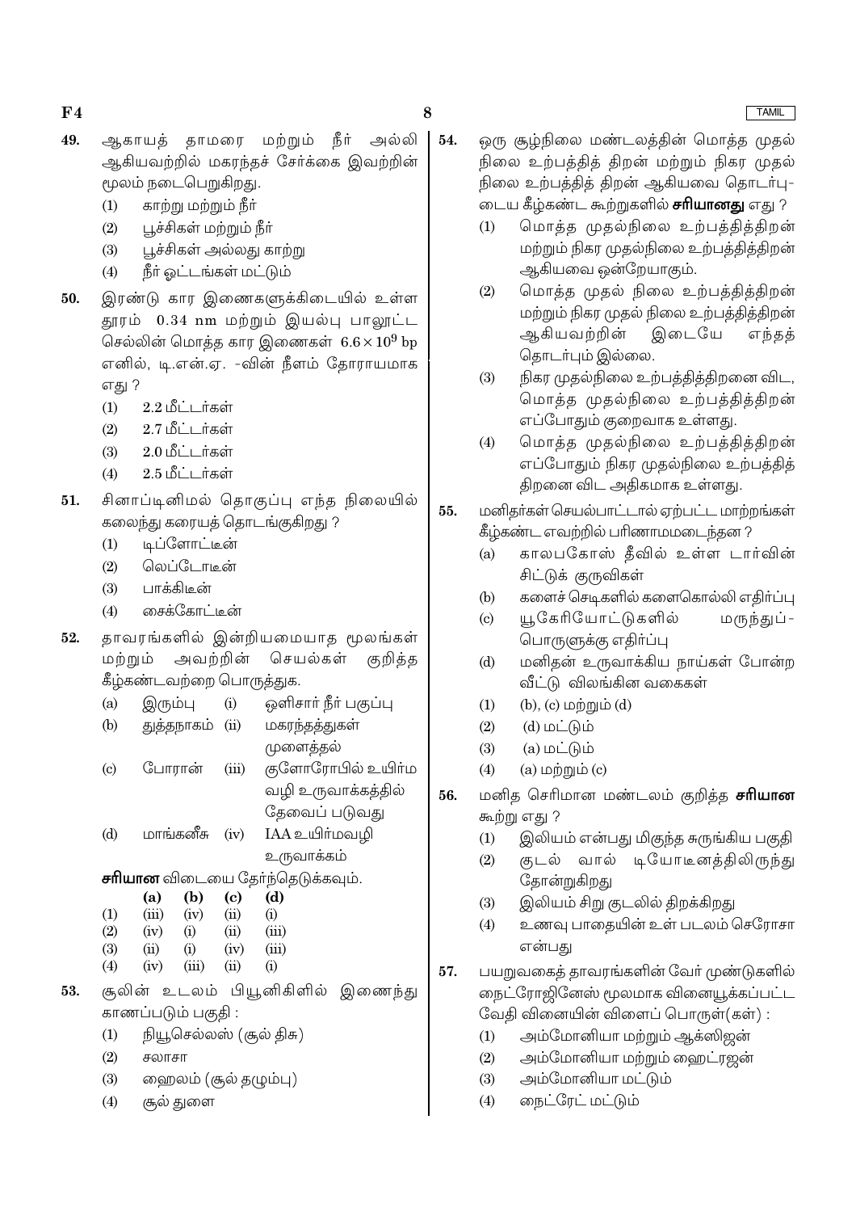49. ஆகாயத் தாமரை மற்றும் நீர் அல்லி ஆகியவற்றில் மகரந்தச் சேர்க்கை இவற்றின் மூலம் நடைபெறுகிறது.

(1) காற்று மற்றும் நீர்
(2) பூச்சிகள் மற்றும் நீர்
(3) பூச்சிகள் அல்லது காற்று
(4) நீர் ஓட்டங்கள் மட்டும்

50. இரண்டு கார இணைகளுக்கிடையில் உள்ள தூரம் 0.34 nm மற்றும் இயல்பு பாலூட்ட செல்லின் மொத்த கார இணைகள் $6.6 \times 10^9$ bp எனில், டி.என்.ஏ. -வின் நீளம் தோராயமாக எது ?

(1) 2.2 மீட்டர்கள்
(2) 2.7 மீட்டர்கள்
(3) 2.0 மீட்டர்கள்
(4) 2.5 மீட்டர்கள்

51. சினாப்டினிமல் தொகுப்பு எந்த நிலையில் கலைந்து கரையத் தொடங்குகிறது ?

(1) டிப்ளோட்டீன்
(2) லெப்டோடீன்
(3) பாக்கிடீன்
(4) சைக்கோட்டீன்

52. தாவரங்களில் இன்றியமையாத மூலங்கள் மற்றும் அவற்றின் செயல்கள் குறித்த கீழ்கண்டவற்றை பொருத்துக.

| | | | |
|---|---|---|---|
| (a) | இரும்பு | (i) | ஒளிசார் நீர் பகுப்பு |
| (b) | துத்தநாகம் | (ii) | மகரந்தத்துகள் முளைத்தல் |
| (c) | போரான் | (iii) | குளோரோபில் உயிர்ம வழி உருவாக்கத்தில் தேவைப் படுவது |
| (d) | மாங்கனீசு | (iv) | IAA உயிர்மவழி உருவாக்கம் |

**சரியான** விடையை தேர்ந்தெடுக்கவும்.

| | (a) | (b) | (c) | (d) |
|---|---|---|---|---|
| (1) | (iii) | (iv) | (ii) | (i) |
| (2) | (iv) | (i) | (ii) | (iii) |
| (3) | (ii) | (i) | (iv) | (iii) |
| (4) | (iv) | (iii) | (ii) | (i) |

53. சூலின் உடலம் பியூனிகிளில் இணைந்து காணப்படும் பகுதி :

(1) நியூசெல்லஸ் (சூல் திசு)
(2) சலாசா
(3) ஹைலம் (சூல் தழும்பு)
(4) சூல் துளை

54. ஒரு சூழ்நிலை மண்டலத்தின் மொத்த முதல் நிலை உற்பத்தித் திறன் மற்றும் நிகர முதல் நிலை உற்பத்தித் திறன் ஆகியவை தொடர்புடைய கீழ்கண்ட கூற்றுகளில் **சரியானது** எது ?

(1) மொத்த முதல்நிலை உற்பத்தித்திறன் மற்றும் நிகர முதல்நிலை உற்பத்தித்திறன் ஆகியவை ஒன்றேயாகும்.
(2) மொத்த முதல் நிலை உற்பத்தித்திறன் மற்றும் நிகர முதல் நிலை உற்பத்தித்திறன் ஆகியவற்றின் இடையே எந்தத் தொடர்பும் இல்லை.
(3) நிகர முதல்நிலை உற்பத்தித்திறனை விட, மொத்த முதல்நிலை உற்பத்தித்திறன் எப்போதும் குறைவாக உள்ளது.
(4) மொத்த முதல்நிலை உற்பத்தித்திறன் எப்போதும் நிகர முதல்நிலை உற்பத்தித் திறனை விட அதிகமாக உள்ளது.

55. மனிதர்கள் செயல்பாட்டால் ஏற்பட்ட மாற்றங்கள் கீழ்கண்ட எவற்றில் பரிணாமமடைந்தன ?

(a) காலபகோஸ் தீவில் உள்ள டார்வின் சிட்டுக் குருவிகள்
(b) களைச் செடிகளில் களைகொல்லி எதிர்ப்பு
(c) யூகேரியோட்டுகளில் மருந்துப்-பொருளுக்கு எதிர்ப்பு
(d) மனிதன் உருவாக்கிய நாய்கள் போன்ற வீட்டு விலங்கின வகைகள்

(1) (b), (c) மற்றும் (d)
(2) (d) மட்டும்
(3) (a) மட்டும்
(4) (a) மற்றும் (c)

56. மனித செரிமான மண்டலம் குறித்த **சரியான** கூற்று எது ?

(1) இலியம் என்பது மிகுந்த சுருங்கிய பகுதி
(2) குடல் வால் டியோடீனத்திலிருந்து தோன்றுகிறது
(3) இலியம் சிறு குடலில் திறக்கிறது
(4) உணவு பாதையின் உள் படலம் செரோசா என்பது

57. பயறுவகைத் தாவரங்களின் வேர் முண்டுகளில் நைட்ரோஜினேஸ் மூலமாக வினையூக்கப்பட்ட வேதி வினையின் விளைப் பொருள்(கள்) :

(1) அம்மோனியா மற்றும் ஆக்ஸிஜன்
(2) அம்மோனியா மற்றும் ஹைட்ரஜன்
(3) அம்மோனியா மட்டும்
(4) நைட்ரேட் மட்டும்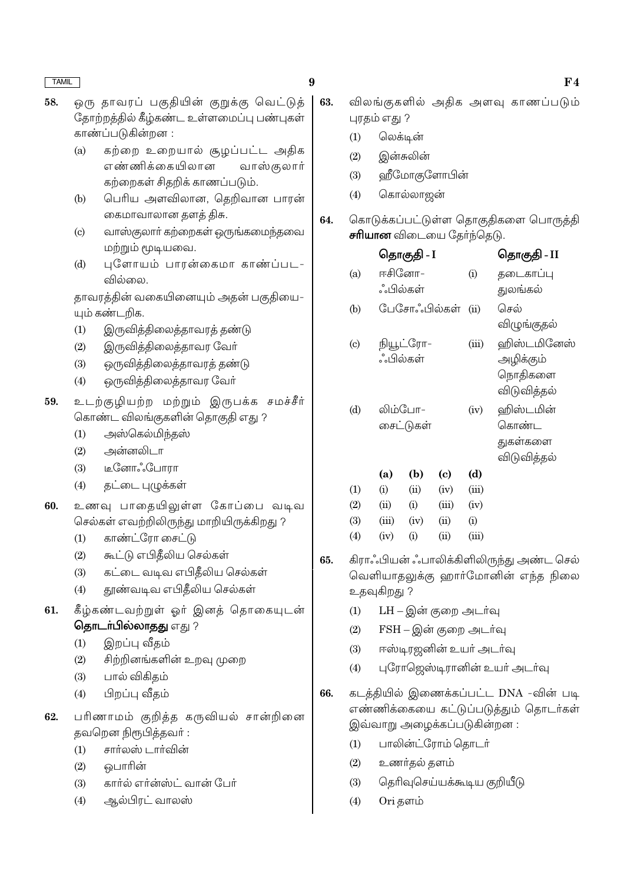58. ஒரு தாவரப் பகுதியின் குறுக்கு வெட்டுத் தோற்றத்தில் கீழ்கண்ட உள்ளமைப்பு பண்புகள் காணப்படுகின்றன :

   (a) கற்றை உறையால் சூழப்பட்ட அதிக எண்ணிக்கையிலான வாஸ்குலார் கற்றைகள் சிதறிக் காணப்படும்.
   (b) பெரிய அளவிலான, தெறிவான பாரன் கைமாவாலான தளத் திசு.
   (c) வாஸ்குலார் கற்றைகள் ஒருங்கமைந்தவை மற்றும் மூடியவை.
   (d) புளோயம் பாரன்கைமா காண்பபட-வில்லை.

   தாவரத்தின் வகையினையும் அதன் பகுதியை-யும் கண்டறிக.

   (1) இருவித்திலைத்தாவரத் தண்டு
   (2) இருவித்திலைத்தாவர வேர்
   (3) ஒருவித்திலைத்தாவரத் தண்டு
   (4) ஒருவித்திலைத்தாவர வேர்

59. உடற்குழியற்ற மற்றும் இருபக்க சமச்சீர் கொண்ட விலங்குகளின் தொகுதி எது ?

   (1) அஸ்கெல்மிந்தஸ்
   (2) அன்னலிடா
   (3) டீனோஃபோரா
   (4) தட்டை புழுக்கள்

60. உணவு பாதையிலுள்ள கோப்பை வடிவ செல்கள் எவற்றிலிருந்து மாறியிருக்கிறது ?

   (1) காண்ட்ரோ சைட்டு
   (2) கூட்டு எபிதீலிய செல்கள்
   (3) கட்டை வடிவ எபிதீலிய செல்கள்
   (4) தூண்வடிவ எபிதீலிய செல்கள்

61. கீழ்கண்டவற்றுள் ஓர் இனத் தொகையுடன் **தொடர்பில்லாதது** எது ?

   (1) இறப்பு வீதம்
   (2) சிற்றினங்களின் உறவு முறை
   (3) பால் விகிதம்
   (4) பிறப்பு வீதம்

62. பரிணாமம் குறித்த கருவியல் சான்றினை தவறென நிரூபித்தவர் :

   (1) சார்லஸ் டார்வின்
   (2) ஒபாரின்
   (3) கார்ல் எர்ன்ஸ்ட் வான் பேர்
   (4) ஆல்பிரட் வாலஸ்

63. விலங்குகளில் அதிக அளவு காணப்படும் புரதம் எது ?

   (1) லெக்டின்
   (2) இன்சுலின்
   (3) ஹீமோகுளோபின்
   (4) கொல்லாஜன்

64. கொடுக்கப்பட்டுள்ள தொகுதிகளை பொருத்தி **சரியான** விடையை தேர்ந்தெடு.

| | தொகுதி - I | | தொகுதி - II |
|---|---|---|---|
| (a) | ஈசினோ-ஃபில்கள் | (i) | தடைகாப்பு துலங்கல் |
| (b) | பேசோஃபில்கள் | (ii) | செல் விழுங்குதல் |
| (c) | நியூட்ரோ-ஃபில்கள் | (iii) | ஹிஸ்டமினேஸ் அழிக்கும் நொதிகளை விடுவித்தல் |
| (d) | லிம்போ-சைட்டுகள் | (iv) | ஹிஸ்டமின் கொண்ட துகள்களை விடுவித்தல் |

| | (a) | (b) | (c) | (d) |
|---|---|---|---|---|
| (1) | (i) | (ii) | (iv) | (iii) |
| (2) | (ii) | (i) | (iii) | (iv) |
| (3) | (iii) | (iv) | (ii) | (i) |
| (4) | (iv) | (i) | (ii) | (iii) |

65. கிராஃபியன் ஃபாலிக்கிளிலிருந்து அண்ட செல் வெளியாதலுக்கு ஹார்மோனின் எந்த நிலை உதவுகிறது ?

   (1) LH – இன் குறை அடர்வு
   (2) FSH – இன் குறை அடர்வு
   (3) ஈஸ்டிரஜனின் உயர் அடர்வு
   (4) புரோஜெஸ்டிரானின் உயர் அடர்வு

66. கடத்தியில் இணைக்கப்பட்ட DNA -வின் படி எண்ணிக்கையை கட்டுப்படுத்தும் தொடர்கள் இவ்வாறு அழைக்கப்படுகின்றன :

   (1) பாலின்ட்ரோம் தொடர்
   (2) உணர்தல் தளம்
   (3) தெரிவுசெய்யக்கூடிய குறியீடு
   (4) Ori தளம்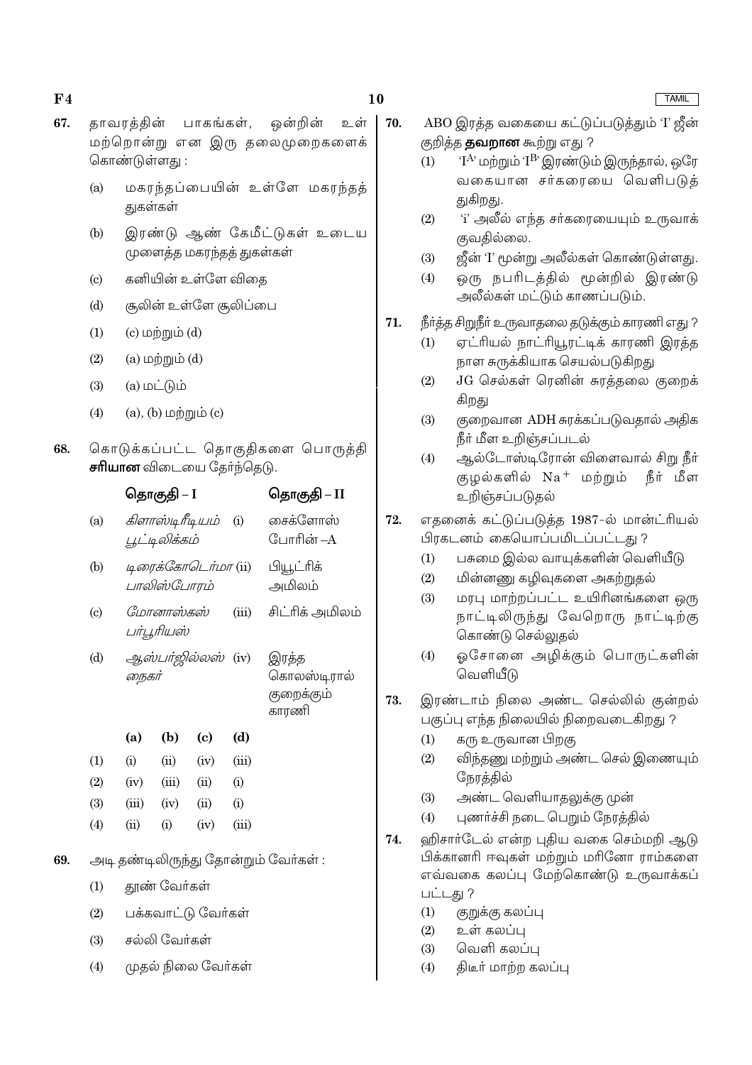67. தாவரத்தின் பாகங்கள், ஒன்றின் உள் மற்றொன்று என இரு தலைமுறைகளைக் கொண்டுள்ளது :

(a) மகரந்தப்பையின் உள்ளே மகரந்தத் துகள்கள்

(b) இரண்டு ஆண் கேமீட்டுகள் உடைய முளைத்த மகரந்தத் துகள்கள்

(c) கனியின் உள்ளே விதை

(d) சூலின் உள்ளே சூலிப்பை

(1) (c) மற்றும் (d)

(2) (a) மற்றும் (d)

(3) (a) மட்டும்

(4) (a), (b) மற்றும் (c)

68. கொடுக்கப்பட்ட தொகுதிகளை பொருத்தி **சரியான** விடையை தேர்ந்தெடு.

| | தொகுதி – I | | தொகுதி – II |
|---|---|---|---|
| (a) | *கிளாஸ்டிரீடியம் பூட்டிலிக்கம்* | (i) | சைக்ளோஸ் போரின் –A |
| (b) | *டிரைக்கோடெர்மா பாலிஸ்போரம்* | (ii) | பியூட்ரிக் அமிலம் |
| (c) | *மோனாஸ்கஸ் பர்பூரியஸ்* | (iii) | சிட்ரிக் அமிலம் |
| (d) | *ஆஸ்பர்ஜில்லஸ் நைகர்* | (iv) | இரத்த கொலஸ்டிரால் குறைக்கும் காரணி |

| | (a) | (b) | (c) | (d) |
|---|---|---|---|---|
| (1) | (i) | (ii) | (iv) | (iii) |
| (2) | (iv) | (iii) | (ii) | (i) |
| (3) | (iii) | (iv) | (ii) | (i) |
| (4) | (ii) | (i) | (iv) | (iii) |

69. அடி தண்டிலிருந்து தோன்றும் வேர்கள் :

(1) தூண் வேர்கள்

(2) பக்கவாட்டு வேர்கள்

(3) சல்லி வேர்கள்

(4) முதல் நிலை வேர்கள்

70. ABO இரத்த வகையை கட்டுப்படுத்தும் 'I' ஜீன் குறித்த **தவறான** கூற்று எது ?

(1) '$I^A$' மற்றும் '$I^B$' இரண்டும் இருந்தால், ஒரே வகையான சர்க்கரையை வெளிபடுத் துகிறது.

(2) 'i' அலீல் எந்த சர்க்கரையையும் உருவாக் குவதில்லை.

(3) ஜீன் 'I' மூன்று அலீல்கள் கொண்டுள்ளது.

(4) ஒரு நபரிடத்தில் மூன்றில் இரண்டு அலீல்கள் மட்டும் காணப்படும்.

71. நீர்த்த சிறுநீர் உருவாதலை தடுக்கும் காரணி எது ?

(1) ஏட்ரியல் நாட்ரியூரட்டிக் காரணி இரத்த நாள சுருக்கியாக செயல்படுகிறது

(2) JG செல்கள் ரெனின் சுரத்தலை குறைக் கிறது

(3) குறைவான ADH சுரக்கப்படுவதால் அதிக நீர் மீள உறிஞ்சப்படல்

(4) ஆல்டோஸ்டிரோன் விளைவால் சிறு நீர் குழல்களில் $Na^+$ மற்றும் நீர் மீள உறிஞ்சப்படுதல்

72. எதனைக் கட்டுப்படுத்த 1987-ல் மான்ட்ரியல் பிரகடனம் கையொப்பமிடப்பட்டது ?

(1) பசுமை இல்ல வாயுக்களின் வெளியீடு

(2) மின்னணு கழிவுகளை அகற்றுதல்

(3) மரபு மாற்றப்பட்ட உயிரினங்களை ஒரு நாட்டிலிருந்து வேறொரு நாட்டிற்கு கொண்டு செல்லுதல்

(4) ஓசோனை அழிக்கும் பொருட்களின் வெளியீடு

73. இரண்டாம் நிலை அண்ட செல்லில் குன்றல் பகுப்பு எந்த நிலையில் நிறைவடைகிறது ?

(1) கரு உருவான பிறகு

(2) விந்தணு மற்றும் அண்ட செல் இணையும் நேரத்தில்

(3) அண்ட வெளியாதலுக்கு முன்

(4) புணர்ச்சி நடை பெறும் நேரத்தில்

74. ஹிசார்டேல் என்ற புதிய வகை செம்மறி ஆடு பிக்கானரி ஈவுகள் மற்றும் மரினோ ராம்களை எவ்வகை கலப்பு மேற்கொண்டு உருவாக்கப் பட்டது ?

(1) குறுக்கு கலப்பு

(2) உள் கலப்பு

(3) வெளி கலப்பு

(4) திடீர் மாற்ற கலப்பு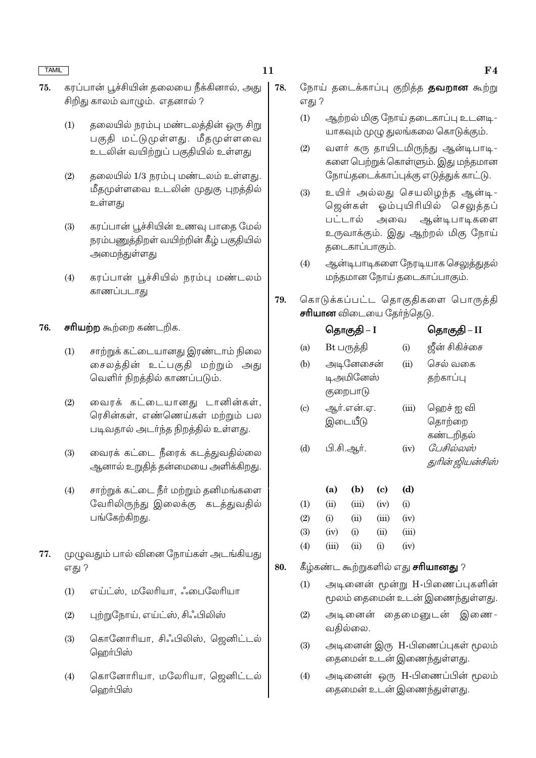75. கரப்பான் பூச்சியின் தலையை நீக்கினால், அது சிறிது காலம் வாழும். எதனால் ?

(1) தலையில் நரம்பு மண்டலத்தின் ஒரு சிறு பகுதி மட்டுமுள்ளது. மீதமுள்ளவை உடலின் வயிற்றுப் பகுதியில் உள்ளது

(2) தலையில் 1/3 நரம்பு மண்டலம் உள்ளது. மீதமுள்ளவை உடலின் முதுகு புறத்தில் உள்ளது

(3) கரப்பான் பூச்சியின் உணவு பாதை மேல் நரம்பணுத்திறள் வயிற்றின் கீழ் பகுதியில் அமைந்துள்ளது

(4) கரப்பான் பூச்சியில் நரம்பு மண்டலம் காணப்படாது

76. **சரியற்ற** கூற்றை கண்டறிக.

(1) சாற்றுக் கட்டையானது இரண்டாம் நிலை சைலத்தின் உட்பகுதி மற்றும் அது வெளிர் நிறத்தில் காணப்படும்.

(2) வைரக் கட்டையானது டானின்கள், ரெசின்கள், எண்ணெய்கள் மற்றும் பல படிவதால் அடர்ந்த நிறத்தில் உள்ளது.

(3) வைரக் கட்டை நீரைக் கடத்துவதில்லை ஆனால் உறுதித் தன்மையை அளிக்கிறது.

(4) சாற்றுக் கட்டை நீர் மற்றும் தனிமங்களை வேரிலிருந்து இலைக்கு கடத்துவதில் பங்கேற்கிறது.

77. முழுவதும் பால் வினை நோய்கள் அடங்கியது எது ?

(1) எய்ட்ஸ், மலேரியா, ஃபைலேரியா

(2) புற்றுநோய், எய்ட்ஸ், சிஃபிலிஸ்

(3) கொனோரியா, சிஃபிலிஸ், ஜெனிட்டல் ஹெர்பிஸ்

(4) கொனோரியா, மலேரியா, ஜெனிட்டல் ஹெர்பிஸ்

78. நோய் தடைக்காப்பு குறித்த **தவறான** கூற்று எது ?

(1) ஆற்றல் மிகு நோய் தடைகாப்பு உடனடியாகவும் முழு துலங்கலை கொடுக்கும்.

(2) வளர் கரு தாயிடமிருந்து ஆன்டிபாடிகளை பெற்றுக் கொள்ளும். இது மந்தமான நோய்தடைக்காப்புக்கு எடுத்துக் காட்டு.

(3) உயிர் அல்லது செயலிழந்த ஆன்டிஜென்கள் ஓம்புயிரியில் செலுத்தப் பட்டால் அவை ஆன்டிபாடிகளை உருவாக்கும். இது ஆற்றல் மிகு நோய் தடைகாப்பாகும்.

(4) ஆன்டிபாடிகளை நேரடியாக செலுத்துதல் மந்தமான நோய் தடைகாப்பாகும்.

79. கொடுக்கப்பட்ட தொகுதிகளை பொருத்தி **சரியான** விடையை தேர்ந்தெடு.

| | தொகுதி – I | | தொகுதி – II |
|---|---|---|---|
| (a) | Bt பருத்தி | (i) | ஜீன் சிகிச்சை |
| (b) | அடினோசைன் டிஅமினேஸ் குறைபாடு | (ii) | செல் வகை தற்காப்பு |
| (c) | ஆர்.என்.ஏ. இடையீடு | (iii) | ஹெச் ஐ வி தொற்றை கண்டறிதல் |
| (d) | பி.சி.ஆர். | (iv) | *பேசில்லஸ் துரின் ஜியன்சிஸ்* |

| | (a) | (b) | (c) | (d) |
|---|---|---|---|---|
| (1) | (ii) | (iii) | (iv) | (i) |
| (2) | (i) | (ii) | (iii) | (iv) |
| (3) | (iv) | (i) | (ii) | (iii) |
| (4) | (iii) | (ii) | (i) | (iv) |

80. கீழ்கண்ட கூற்றுகளில் எது **சரியானது** ?

(1) அடினைன் மூன்று H-பிணைப்புகளின் மூலம் தைமைன் உடன் இணைந்துள்ளது.

(2) அடினைன் தைமைனுடன் இணைவதில்லை.

(3) அடினைன் இரு H-பிணைப்புகள் மூலம் தைமைன் உடன் இணைந்துள்ளது.

(4) அடினைன் ஒரு H-பிணைப்பின் மூலம் தைமைன் உடன் இணைந்துள்ளது.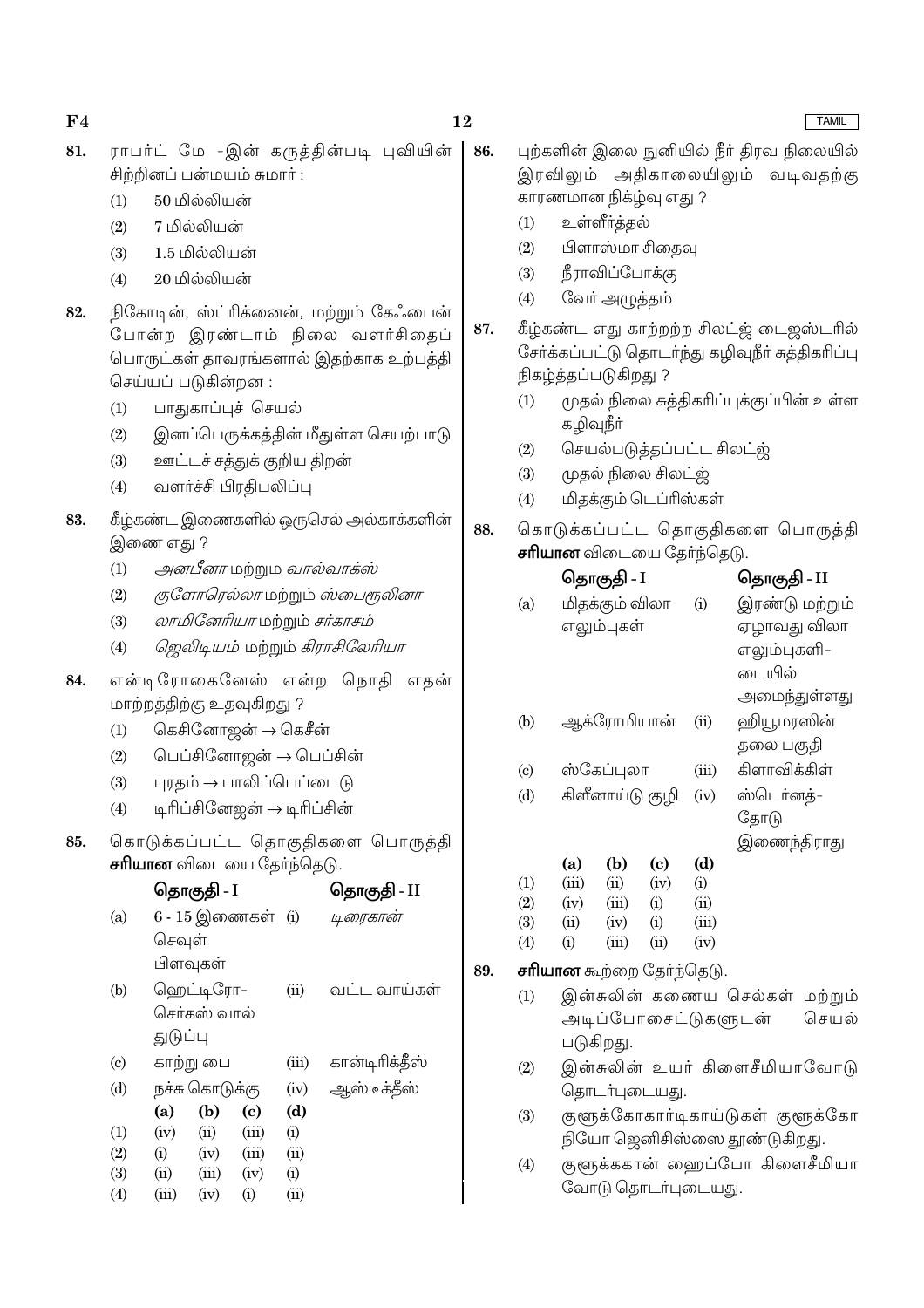81. ராபர்ட் மே -இன் கருத்தின்படி புவியின் சிற்றினப் பன்மயம் சுமார் :

(1) 50 மில்லியன்
(2) 7 மில்லியன்
(3) 1.5 மில்லியன்
(4) 20 மில்லியன்

82. நிகோடின், ஸ்ட்ரிக்னைன், மற்றும் கேஃபைன் போன்ற இரண்டாம் நிலை வளர்சிதைப் பொருட்கள் தாவரங்களால் இதற்காக உற்பத்தி செய்யப் படுகின்றன :

(1) பாதுகாப்புச் செயல்
(2) இனப்பெருக்கத்தின் மீதுள்ள செயற்பாடு
(3) ஊட்டச் சத்துக் குறிய திறன்
(4) வளர்ச்சி பிரதிபலிப்பு

83. கீழ்கண்ட இணைகளில் ஒருசெல் அல்காக்களின் இணை எது ?

(1) *அனபீனா* மற்றும *வால்வாக்ஸ்*
(2) *குளோரெல்லா* மற்றும் *ஸ்பைரூலினா*
(3) *லாமினேரியா* மற்றும் *சர்காசம்*
(4) *ஜெலிடியம்* மற்றும் *கிராசிலேரியா*

84. என்டிரோகைனேஸ் என்ற நொதி எதன் மாற்றத்திற்கு உதவுகிறது ?

(1) கெசினோஜன் → கெசீன்
(2) பெப்சினோஜன் → பெப்சின்
(3) புரதம் → பாலிப்பெப்டைடு
(4) டிரிப்சினேஜன் → டிரிப்சின்

85. கொடுக்கப்பட்ட தொகுதிகளை பொருத்தி **சரியான** விடையை தேர்ந்தெடு.

| | தொகுதி - I | | தொகுதி - II |
|---|---|---|---|
| (a) | 6 - 15 இணைகள் செவுள் பிளவுகள் | (i) | *டிரைகான்* |
| (b) | ஹெட்டிரோ-செர்கஸ் வால் துடுப்பு | (ii) | வட்ட வாய்கள் |
| (c) | காற்று பை | (iii) | கான்டிரிக்தீஸ் |
| (d) | நச்சு கொடுக்கு | (iv) | ஆஸ்டீக்தீஸ் |

| | (a) | (b) | (c) | (d) |
|---|---|---|---|---|
| (1) | (iv) | (ii) | (iii) | (i) |
| (2) | (i) | (iv) | (iii) | (ii) |
| (3) | (ii) | (iii) | (iv) | (i) |
| (4) | (iii) | (iv) | (i) | (ii) |

86. புற்களின் இலை நுனியில் நீர் திரவ நிலையில் இரவிலும் அதிகாலையிலும் வடிவதற்கு காரணமான நிகழ்வு எது ?

(1) உள்ளீர்த்தல்
(2) பிளாஸ்மா சிதைவு
(3) நீராவிப்போக்கு
(4) வேர் அழுத்தம்

87. கீழ்கண்ட எது காற்றற்ற சிலட்ஜ் டைஜஸ்டரில் சேர்க்கப்பட்டு தொடர்ந்து கழிவுநீர் சுத்திகரிப்பு நிகழ்த்தப்படுகிறது ?

(1) முதல் நிலை சுத்திகரிப்புக்குப்பின் உள்ள கழிவுநீர்
(2) செயல்படுத்தப்பட்ட சிலட்ஜ்
(3) முதல் நிலை சிலட்ஜ்
(4) மிதக்கும் டெப்ரிஸ்கள்

88. கொடுக்கப்பட்ட தொகுதிகளை பொருத்தி **சரியான** விடையை தேர்ந்தெடு.

| | தொகுதி - I | | தொகுதி - II |
|---|---|---|---|
| (a) | மிதக்கும் விலா எலும்புகள் | (i) | இரண்டு மற்றும் ஏழாவது விலா எலும்புகளி-டையில் அமைந்துள்ளது |
| (b) | ஆக்ரோமியான் | (ii) | ஹியூமரஸின் தலை பகுதி |
| (c) | ஸ்கேப்புலா | (iii) | கிளாவிக்கிள் |
| (d) | கிளீனாய்டு குழி | (iv) | ஸ்டெர்னத்-தோடு இணைந்திராது |

| | (a) | (b) | (c) | (d) |
|---|---|---|---|---|
| (1) | (iii) | (ii) | (iv) | (i) |
| (2) | (iv) | (iii) | (i) | (ii) |
| (3) | (ii) | (iv) | (i) | (iii) |
| (4) | (i) | (iii) | (ii) | (iv) |

89. **சரியான** கூற்றை தேர்ந்தெடு.

(1) இன்சுலின் கணைய செல்கள் மற்றும் அடிப்போசைட்டுகளுடன் செயல் படுகிறது.
(2) இன்சுலின் உயர் கிளைசீமியாவோடு தொடர்புடையது.
(3) குளூக்கோகார்டிகாய்டுகள் குளூக்கோ நியோ ஜெனிசிஸ்ஸை தூண்டுகிறது.
(4) குளூக்ககான் ஹைப்போ கிளைசீமியா வோடு தொடர்புடையது.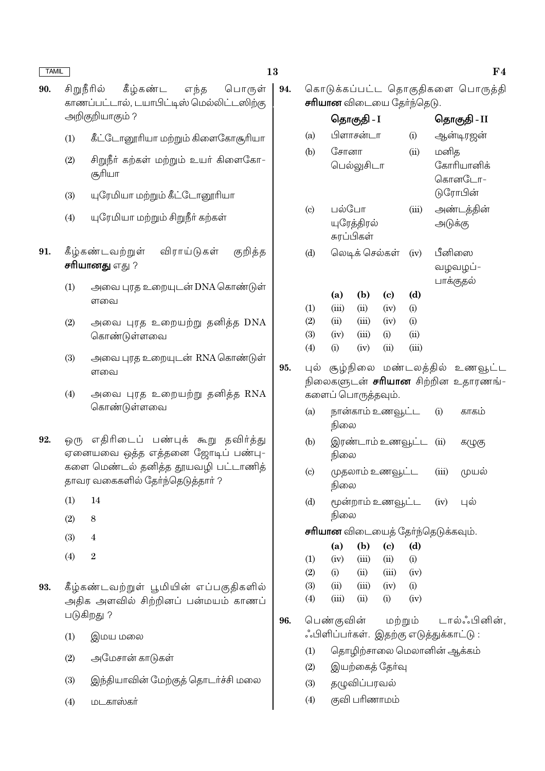90. சிறுநீரில் கீழ்கண்ட எந்த பொருள் காணப்பட்டால், டயாபிட்டிஸ் மெல்லிட்டஸிற்கு அறிகுறியாகும் ?

(1) கீட்டோனூரியா மற்றும் கிளைகோசூரியா

(2) சிறுநீர் கற்கள் மற்றும் உயர் கிளைகோ-சூரியா

(3) யுரேமியா மற்றும் கீட்டோனூரியா

(4) யுரேமியா மற்றும் சிறுநீர் கற்கள்

91. கீழ்கண்டவற்றுள் விராய்டுகள் குறித்த **சரியானது** எது ?

(1) அவை புரத உறையுடன் DNA கொண்டுள்ளவை

(2) அவை புரத உறையற்று தனித்த DNA கொண்டுள்ளவை

(3) அவை புரத உறையுடன் RNA கொண்டுள்ளவை

(4) அவை புரத உறையற்று தனித்த RNA கொண்டுள்ளவை

92. ஒரு எதிரிடைப் பண்புக் கூறு தவிர்த்து ஏனையவை ஒத்த எத்தனை ஜோடிப் பண்பு-களை மெண்டல் தனித்த தூயவழி பட்டாணித் தாவர வகைகளில் தேர்ந்தெடுத்தார் ?

(1) 14

(2) 8

(3) 4

(4) 2

93. கீழ்கண்டவற்றுள் பூமியின் எப்பகுதிகளில் அதிக அளவில் சிற்றினப் பன்மயம் காணப் படுகிறது ?

(1) இமய மலை

(2) அமேசான் காடுகள்

(3) இந்தியாவின் மேற்குத் தொடர்ச்சி மலை

(4) மடகாஸ்கர்

94. கொடுக்கப்பட்ட தொகுதிகளை பொருத்தி **சரியான** விடையை தேர்ந்தெடு.

| | **தொகுதி - I** | | **தொகுதி - II** |
|---|---|---|---|
| (a) | பிளாசன்டா | (i) | ஆண்டிரஜன் |
| (b) | சோனா பெல்லுசிடா | (ii) | மனித கோரியானிக் கொனடோ-டுரோபின் |
| (c) | பல்போ யுரேத்திரல் சுரப்பிகள் | (iii) | அண்டத்தின் அடுக்கு |
| (d) | லெடிக் செல்கள் | (iv) | பீனிஸை வழவழப்-பாக்குதல் |

| | **(a)** | **(b)** | **(c)** | **(d)** |
|---|---|---|---|---|
| (1) | (iii) | (ii) | (iv) | (i) |
| (2) | (ii) | (iii) | (iv) | (i) |
| (3) | (iv) | (iii) | (i) | (ii) |
| (4) | (i) | (iv) | (ii) | (iii) |

95. புல் சூழ்நிலை மண்டலத்தில் உணவூட்ட நிலைகளுடன் **சரியான** சிற்றின உதாரணங்-களைப் பொருத்தவும்.

| | | | |
|---|---|---|---|
| (a) | நான்காம் உணவூட்ட நிலை | (i) | காகம் |
| (b) | இரண்டாம் உணவூட்ட நிலை | (ii) | கழுகு |
| (c) | முதலாம் உணவூட்ட நிலை | (iii) | முயல் |
| (d) | மூன்றாம் உணவூட்ட நிலை | (iv) | புல் |

**சரியான** விடையைத் தேர்ந்தெடுக்கவும்.

| | **(a)** | **(b)** | **(c)** | **(d)** |
|---|---|---|---|---|
| (1) | (iv) | (iii) | (ii) | (i) |
| (2) | (i) | (ii) | (iii) | (iv) |
| (3) | (ii) | (iii) | (iv) | (i) |
| (4) | (iii) | (ii) | (i) | (iv) |

96. பெண்குவின் மற்றும் டால்ஃபினின், ஃபிளிப்பர்கள். இதற்கு எடுத்துக்காட்டு :

(1) தொழிற்சாலை மெலானின் ஆக்கம்

(2) இயற்கைத் தேர்வு

(3) தழுவிப்பரவல்

(4) குவி பரிணாமம்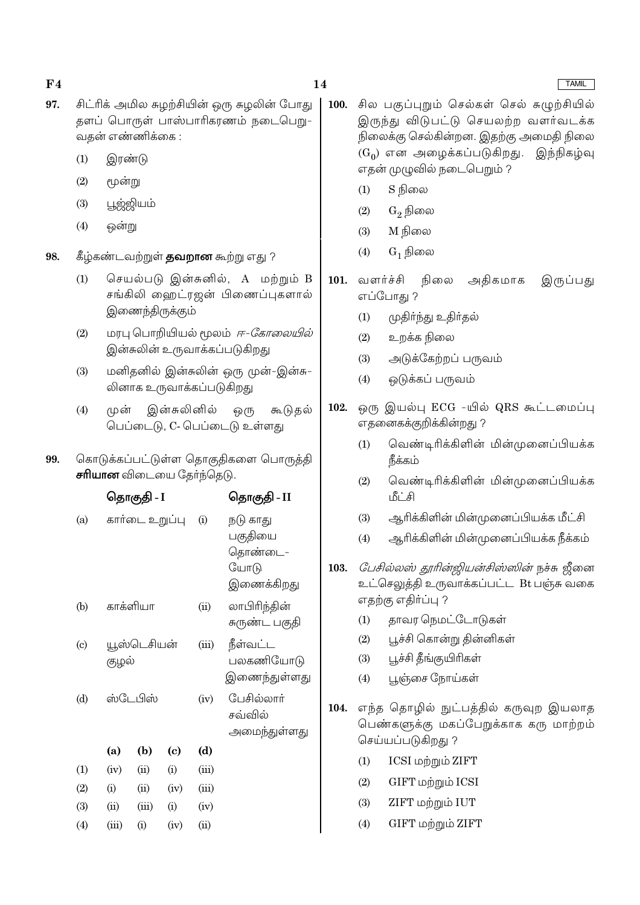97. சிட்ரிக் அமில சுழற்சியின் ஒரு சுழலின் போது தளப் பொருள் பாஸ்பாரிகரணம் நடைபெறுவதன் எண்ணிக்கை :

(1) இரண்டு

(2) மூன்று

(3) பூஜ்ஜியம்

(4) ஒன்று

98. கீழ்கண்டவற்றுள் **தவறான** கூற்று எது ?

(1) செயல்படு இன்சுனில், A மற்றும் B சங்கிலி ஹைட்ரஜன் பிணைப்புகளால் இணைந்திருக்கும்

(2) மரபு பொறியியல் மூலம் *ஈ-கோலையில்* இன்சுலின் உருவாக்கப்படுகிறது

(3) மனிதனில் இன்சுலின் ஒரு முன்-இன்சுலினாக உருவாக்கப்படுகிறது

(4) முன் இன்சுலினில் ஒரு கூடுதல் பெப்டைடு, C- பெப்டைடு உள்ளது

99. கொடுக்கப்பட்டுள்ள தொகுதிகளை பொருத்தி **சரியான** விடையை தேர்ந்தெடு.

| | தொகுதி - I | | தொகுதி - II |
|---|---|---|---|
| (a) | கார்டை உறுப்பு | (i) | நடு காது பகுதியை தொண்டையோடு இணைக்கிறது |
| (b) | காக்ளியா | (ii) | லாபிரிந்தின் சுருண்ட பகுதி |
| (c) | யூஸ்டெசியன் குழல் | (iii) | நீள்வட்ட பலகணியோடு இணைந்துள்ளது |
| (d) | ஸ்டேபிஸ் | (iv) | பேசில்லார் சவ்வில் அமைந்துள்ளது |

| | (a) | (b) | (c) | (d) |
|---|---|---|---|---|
| (1) | (iv) | (ii) | (i) | (iii) |
| (2) | (i) | (ii) | (iv) | (iii) |
| (3) | (ii) | (iii) | (i) | (iv) |
| (4) | (iii) | (i) | (iv) | (ii) |

100. சில பகுப்புறும் செல்கள் செல் சுழற்சியில் இருந்து விடுபட்டு செயலற்ற வளர்வடக்க நிலைக்கு செல்கின்றன. இதற்கு அமைதி நிலை ($G_0$) என அழைக்கப்படுகிறது. இந்நிகழ்வு எதன் முழுவில் நடைபெறும் ?

(1) S நிலை

(2) $G_2$ நிலை

(3) M நிலை

(4) $G_1$ நிலை

101. வளர்ச்சி நிலை அதிகமாக இருப்பது எப்போது ?

(1) முதிர்ந்து உதிர்தல்

(2) உறக்க நிலை

(3) அடுக்கேற்றப் பருவம்

(4) ஒடுக்கப் பருவம்

102. ஒரு இயல்பு ECG -யில் QRS கூட்டமைப்பு எதனைக்குறிக்கின்றது ?

(1) வெண்டிரிக்கிளின் மின்முனைப்பியக்க நீக்கம்

(2) வெண்டிரிக்கிளின் மின்முனைப்பியக்க மீட்சி

(3) ஆரிக்கிளின் மின்முனைப்பியக்க மீட்சி

(4) ஆரிக்கிளின் மின்முனைப்பியக்க நீக்கம்

103. *பேசில்லஸ் தூரின்ஜியன்சிஸ்ஸின்* நச்சு ஜீனை உட்செலுத்தி உருவாக்கப்பட்ட Bt பஞ்சு வகை எதற்கு எதிர்ப்பு ?

(1) தாவர நெமட்டோடுகள்

(2) பூச்சி கொன்று தின்னிகள்

(3) பூச்சி தீங்குயிரிகள்

(4) பூஞ்சை நோய்கள்

104. எந்த தொழில் நுட்பத்தில் கருவுற இயலாத பெண்களுக்கு மகப்பேறுக்காக கரு மாற்றம் செய்யப்படுகிறது ?

(1) ICSI மற்றும் ZIFT

(2) GIFT மற்றும் ICSI

(3) ZIFT மற்றும் IUT

(4) GIFT மற்றும் ZIFT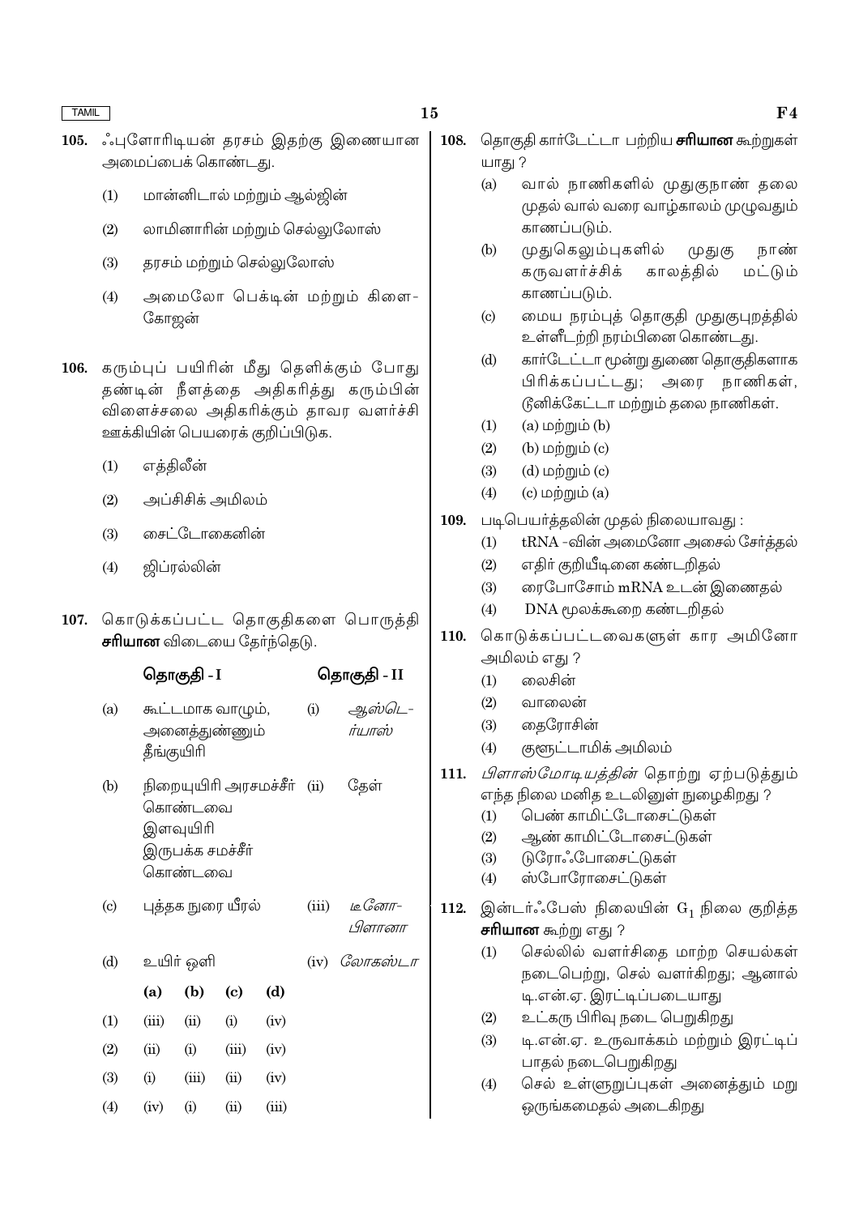**105.** ஃபுளோரிடியன் தரசம் இதற்கு இணையான அமைப்பைக் கொண்டது.

(1) மான்னிடால் மற்றும் ஆல்ஜின்

(2) லாமினாரின் மற்றும் செல்லுலோஸ்

(3) தரசம் மற்றும் செல்லுலோஸ்

(4) அமைலோ பெக்டின் மற்றும் கிளை-கோஜன்

**106.** கரும்புப் பயிரின் மீது தெளிக்கும் போது தண்டின் நீளத்தை அதிகரித்து கரும்பின் விளைச்சலை அதிகரிக்கும் தாவர வளர்ச்சி ஊக்கியின் பெயரைக் குறிப்பிடுக.

(1) எத்திலீன்

(2) அப்சிசிக் அமிலம்

(3) சைட்டோகைனின்

(4) ஜிப்ரல்லின்

**107.** கொடுக்கப்பட்ட தொகுதிகளை பொருத்தி **சரியான** விடையை தேர்ந்தெடு.

| | தொகுதி - I | | தொகுதி - II |
|---|---|---|---|
| (a) | கூட்டமாக வாழும், அனைத்துண்ணும் தீங்குயிரி | (i) | *ஆஸ்டெ-ரியாஸ்* |
| (b) | நிறையுயிரி அரசமச்சீர் கொண்டவை இளவுயிரி இருபக்க சமச்சீர் கொண்டவை | (ii) | தேள் |
| (c) | புத்தக நுரை யீரல் | (iii) | *டீனோ-பிளானா* |
| (d) | உயிர் ஒளி | (iv) | *லோகஸ்டா* |

| | (a) | (b) | (c) | (d) |
|---|---|---|---|---|
| (1) | (iii) | (ii) | (i) | (iv) |
| (2) | (ii) | (i) | (iii) | (iv) |
| (3) | (i) | (iii) | (ii) | (iv) |
| (4) | (iv) | (i) | (ii) | (iii) |

**108.** தொகுதி கார்டேட்டா பற்றிய **சரியான** கூற்றுகள் யாது ?

(a) வால் நாணிகளில் முதுகுநாண் தலை முதல் வால் வரை வாழ்காலம் முழுவதும் காணப்படும்.

(b) முதுகெலும்புகளில் முதுகு நாண் கருவளர்ச்சிக் காலத்தில் மட்டும் காணப்படும்.

(c) மைய நரம்புத் தொகுதி முதுகுபுறத்தில் உள்ளீடற்றி நரம்பினை கொண்டது.

(d) கார்டேட்டா மூன்று துணை தொகுதிகளாக பிரிக்கப்பட்டது; அரை நாணிகள், டூனிக்கேட்டா மற்றும் தலை நாணிகள்.

(1) (a) மற்றும் (b)

(2) (b) மற்றும் (c)

(3) (d) மற்றும் (c)

(4) (c) மற்றும் (a)

**109.** படிபெயர்த்தலின் முதல் நிலையாவது :

(1) tRNA -வின் அமைனோ அசைல் சேர்த்தல்

(2) எதிர் குறியீடினை கண்டறிதல்

(3) ரைபோசோம் mRNA உடன் இணைதல்

(4) DNA மூலக்கூறை கண்டறிதல்

**110.** கொடுக்கப்பட்டவைகளுள் கார அமினோ அமிலம் எது ?

(1) லைசின்

(2) வாலைன்

(3) தைரோசின்

(4) குளூட்டாமிக் அமிலம்

**111.** *பிளாஸ்மோடியத்தின்* தொற்று ஏற்படுத்தும் எந்த நிலை மனித உடலினுள் நுழைகிறது ?

(1) பெண் காமிட்டோசைட்டுகள்

(2) ஆண் காமிட்டோசைட்டுகள்

(3) டுரோஃபோசைட்டுகள்

(4) ஸ்போரோசைட்டுகள்

**112.** இன்டர்ஃபேஸ் நிலையின் $G_1$ நிலை குறித்த **சரியான** கூற்று எது ?

(1) செல்லில் வளர்சிதை மாற்ற செயல்கள் நடைபெற்று, செல் வளர்கிறது; ஆனால் டி.என்.ஏ. இரட்டிப்படையாது

(2) உட்கரு பிரிவு நடை பெறுகிறது

(3) டி.என்.ஏ. உருவாக்கம் மற்றும் இரட்டிப் பாதல் நடைபெறுகிறது

(4) செல் உள்ளுறுப்புகள் அனைத்தும் மறு ஒருங்கமைதல் அடைகிறது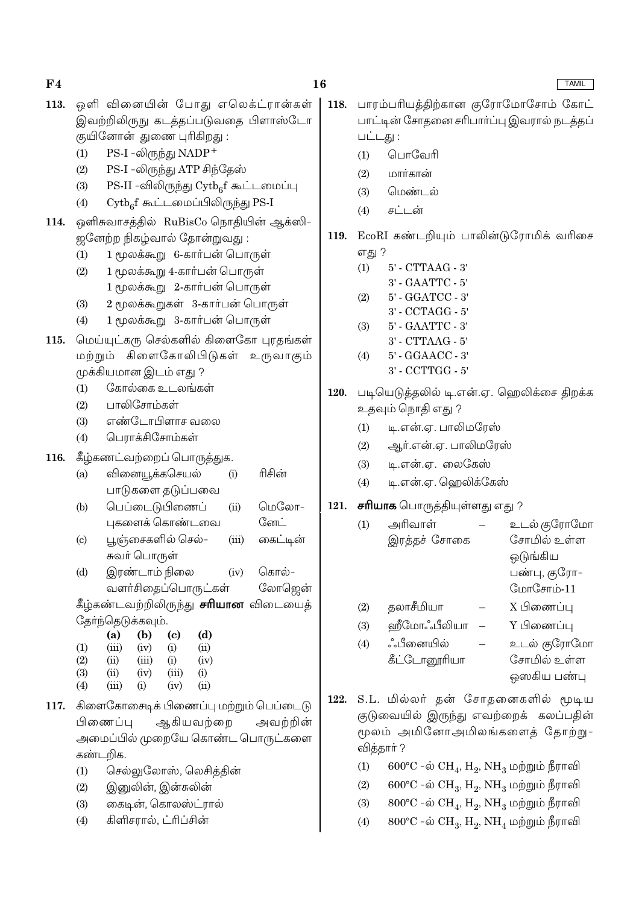113. ஒளி வினையின் போது எலெக்ட்ரான்கள் இவற்றிலிருநு கடத்தப்படுவதை பிளாஸ்டோ குயினோன் துணை புரிகிறது :

(1) PS-I -லிருந்து $NADP^+$

(2) PS-I -லிருந்து ATP சிந்தேஸ்

(3) PS-II -விலிருந்து $Cytb_6f$ கூட்டமைப்பு

(4) $Cytb_6f$ கூட்டமைப்பிலிருந்து PS-I

114. ஒளிசுவாசத்தில் RuBisCo நொதியின் ஆக்ஸிஜனேற்ற நிகழ்வால் தோன்றுவது :

(1) 1 மூலக்கூறு 6-கார்பன் பொருள்

(2) 1 மூலக்கூறு 4-கார்பன் பொருள் 1 மூலக்கூறு 2-கார்பன் பொருள்

(3) 2 மூலக்கூறுகள் 3-கார்பன் பொருள்

(4) 1 மூலக்கூறு 3-கார்பன் பொருள்

115. மெய்யுட்கரு செல்களில் கிளைகோ புரதங்கள் மற்றும் கிளைகோலிபிடுகள் உருவாகும் முக்கியமான இடம் எது ?

(1) கோல்கை உடலங்கள்

(2) பாலிசோம்கள்

(3) எண்டோபிளாச வலை

(4) பெராக்சிசோம்கள்

116. கீழ்கணட்வற்றைப் பொருத்துக.

| | | | |
|---|---|---|---|
| (a) | வினையூக்கசெயல் பாடுகளை தடுப்பவை | (i) | ரிசின் |
| (b) | பெப்டைடுபிணைப் புகளைக் கொண்டவை | (ii) | மெலோனேட் |
| (c) | பூஞ்சைகளில் செல்சுவர் பொருள் | (iii) | கைட்டின் |
| (d) | இரண்டாம் நிலை வளர்சிதைப்பொருட்கள் | (iv) | கொல்லோஜென் |

கீழ்கண்டவற்றிலிருந்து **சரியான** விடையைத் தேர்ந்தெடுக்கவும்.

| | (a) | (b) | (c) | (d) |
|---|---|---|---|---|
| (1) | (iii) | (iv) | (i) | (ii) |
| (2) | (ii) | (iii) | (i) | (iv) |
| (3) | (ii) | (iv) | (iii) | (i) |
| (4) | (iii) | (i) | (iv) | (ii) |

117. கிளைகோசைடிக் பிணைப்பு மற்றும் பெப்டைடு பிணைப்பு ஆகியவற்றை அவற்றின் அமைப்பில் முறையே கொண்ட பொருட்களை கண்டறிக.

(1) செல்லுலோஸ், லெசித்தின்

(2) இனுலின், இன்சுலின்

(3) கைடின், கொலஸ்ட்ரால்

(4) கிளிசரால், ட்ரிப்சின்

118. பாரம்பரியத்திற்கான குரோமோசோம் கோட்பாட்டின் சோதனை சரிபார்ப்பு இவரால் நடத்தப்பட்டது :

(1) பொவேரி

(2) மார்கான்

(3) மெண்டல்

(4) சட்டன்

119. EcoRI கண்டறியும் பாலின்டுரோமிக் வரிசை எது ?

(1) 5' - CTTAAG - 3'
3' - GAATTC - 5'

(2) 5' - GGATCC - 3'
3' - CCTAGG - 5'

(3) 5' - GAATTC - 3'
3' - CTTAAG - 5'

(4) 5' - GGAACC - 3'
3' - CCTTGG - 5'

120. படியெடுத்தலில் டி.என்.ஏ. ஹெலிக்சை திறக்க உதவும் நொதி எது ?

(1) டி.என்.ஏ. பாலிமரேஸ்

(2) ஆர்.என்.ஏ. பாலிமரேஸ்

(3) டி.என்.ஏ. லைகேஸ்

(4) டி.என்.ஏ. ஹெலிக்கேஸ்

121. **சரியாக** பொருத்தியுள்ளது எது ?

(1) அரிவாள் இரத்தச் சோகை – உடல் குரோமோசோமில் உள்ள ஒடுங்கிய பண்பு, குரோமோசோம்-11

(2) தலாசீமியா – X பிணைப்பு

(3) ஹீமோஃபீலியா – Y பிணைப்பு

(4) ஃபீனையில் கீட்டோனூரியா – உடல் குரோமோசோமில் உள்ள ஓஸகிய பண்பு

122. S.L. மில்லர் தன் சோதனைகளில் மூடிய குடுவையில் இருந்து எவற்றைக் கலப்பதின் மூலம் அமினோஅமிலங்களைத் தோற்றுவித்தார் ?

(1) 600°C -ல் $CH_4$, $H_2$, $NH_3$ மற்றும் நீராவி

(2) 600°C -ல் $CH_3$, $H_2$, $NH_3$ மற்றும் நீராவி

(3) 800°C -ல் $CH_4$, $H_2$, $NH_3$ மற்றும் நீராவி

(4) 800°C -ல் $CH_3$, $H_2$, $NH_4$ மற்றும் நீராவி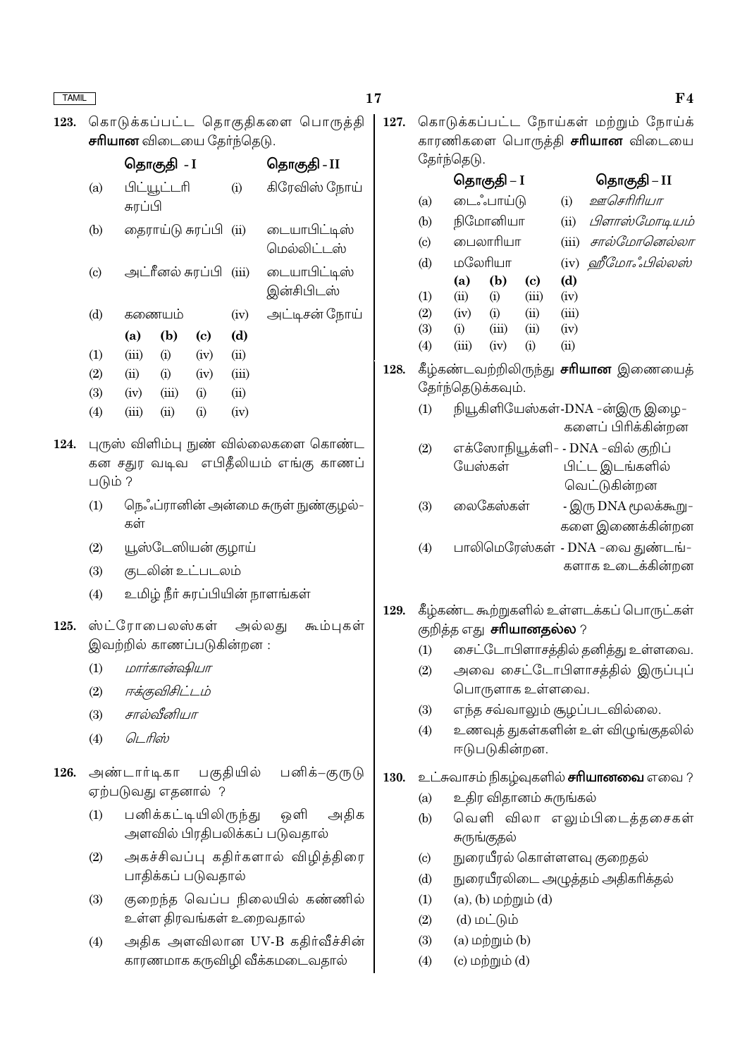**123.** கொடுக்கப்பட்ட தொகுதிகளை பொருத்தி **சரியான** விடையை தேர்ந்தெடு.

| | தொகுதி - I | | தொகுதி - II |
|---|---|---|---|
| (a) | பிட்யூட்டரி சுரப்பி | (i) | கிரேவிஸ் நோய் |
| (b) | தைராய்டு சுரப்பி | (ii) | டையாபிட்டிஸ் மெல்லிட்டஸ் |
| (c) | அட்ரீனல் சுரப்பி | (iii) | டையாபிட்டிஸ் இன்சிபிடஸ் |
| (d) | கணையம் | (iv) | அட்டிசன் நோய் |

| | (a) | (b) | (c) | (d) |
|---|---|---|---|---|
| (1) | (iii) | (i) | (iv) | (ii) |
| (2) | (ii) | (i) | (iv) | (iii) |
| (3) | (iv) | (iii) | (i) | (ii) |
| (4) | (iii) | (ii) | (i) | (iv) |

**124.** புருஸ் விளிம்பு நுண் வில்லைகளை கொண்ட கன சதுர வடிவ எபிதீலியம் எங்கு காணப்படும் ?

(1) நெஃப்ரானின் அன்மை சுருள் நுண்குழல்கள்

(2) யூஸ்டேஸியன் குழாய்

(3) குடலின் உட்படலம்

(4) உமிழ் நீர் சுரப்பியின் நாளங்கள்

**125.** ஸ்ட்ரோபைலஸ்கள் அல்லது கூம்புகள் இவற்றில் காணப்படுகின்றன :

(1) *மார்கான்ஷியா*

(2) *ஈக்குவிசிட்டம்*

(3) *சால்வீனியா*

(4) *டெரிஸ்*

**126.** அண்டார்டிகா பகுதியில் பனிக்–குருடு ஏற்படுவது எதனால் ?

(1) பனிக்கட்டியிலிருந்து ஒளி அதிக அளவில் பிரதிபலிக்கப் படுவதால்

(2) அகச்சிவப்பு கதிர்களால் விழித்திரை பாதிக்கப் படுவதால்

(3) குறைந்த வெப்ப நிலையில் கண்ணில் உள்ள திரவங்கள் உறைவதால்

(4) அதிக அளவிலான UV-B கதிர்வீச்சின் காரணமாக கருவிழி வீக்கமடைவதால்

**127.** கொடுக்கப்பட்ட நோய்கள் மற்றும் நோய்க் காரணிகளை பொருத்தி **சரியான** விடையை தேர்ந்தெடு.

| | தொகுதி – I | | தொகுதி – II |
|---|---|---|---|
| (a) | டைஃபாய்டு | (i) | *ஊசெரிரியா* |
| (b) | நிமோனியா | (ii) | *பிளாஸ்மோடியம்* |
| (c) | பைலாரியா | (iii) | *சால்மோனெல்லா* |
| (d) | மலேரியா | (iv) | *ஹீமோஃபில்லஸ்* |

| | (a) | (b) | (c) | (d) |
|---|---|---|---|---|
| (1) | (ii) | (i) | (iii) | (iv) |
| (2) | (iv) | (i) | (ii) | (iii) |
| (3) | (i) | (iii) | (ii) | (iv) |
| (4) | (iii) | (iv) | (i) | (ii) |

**128.** கீழ்கண்டவற்றிலிருந்து **சரியான** இணையைத் தேர்ந்தெடுக்கவும்.

(1) நியூகிளியேஸ்கள் - DNA -ன்இரு இழைகளைப் பிரிக்கின்றன

(2) எக்ஸோநியூக்ளியேஸ்கள் - DNA -வில் குறிப்பிட்ட இடங்களில் வெட்டுகின்றன

(3) லைகேஸ்கள் - இரு DNA மூலக்கூறுகளை இணைக்கின்றன

(4) பாலிமெரேஸ்கள் - DNA -வை துண்டங்களாக உடைக்கின்றன

**129.** கீழ்கண்ட கூற்றுகளில் உள்ளடக்கப் பொருட்கள் குறித்த எது **சரியானதல்ல** ?

(1) சைட்டோபிளாசத்தில் தனித்து உள்ளவை.

(2) அவை சைட்டோபிளாசத்தில் இருப்புப் பொருளாக உள்ளவை.

(3) எந்த சவ்வாலும் சூழப்படவில்லை.

(4) உணவுத் துகள்களின் உள் விழுங்குதலில் ஈடுபடுகின்றன.

**130.** உட்சுவாசம் நிகழ்வுகளில் **சரியானவை** எவை ?

(a) உதிர விதானம் சுருங்கல்

(b) வெளி விலா எலும்பிடைத்தசைகள் சுருங்குதல்

(c) நுரையீரல் கொள்ளளவு குறைதல்

(d) நுரையீரலிடை அழுத்தம் அதிகரித்தல்

(1) (a), (b) மற்றும் (d)

(2) (d) மட்டும்

(3) (a) மற்றும் (b)

(4) (c) மற்றும் (d)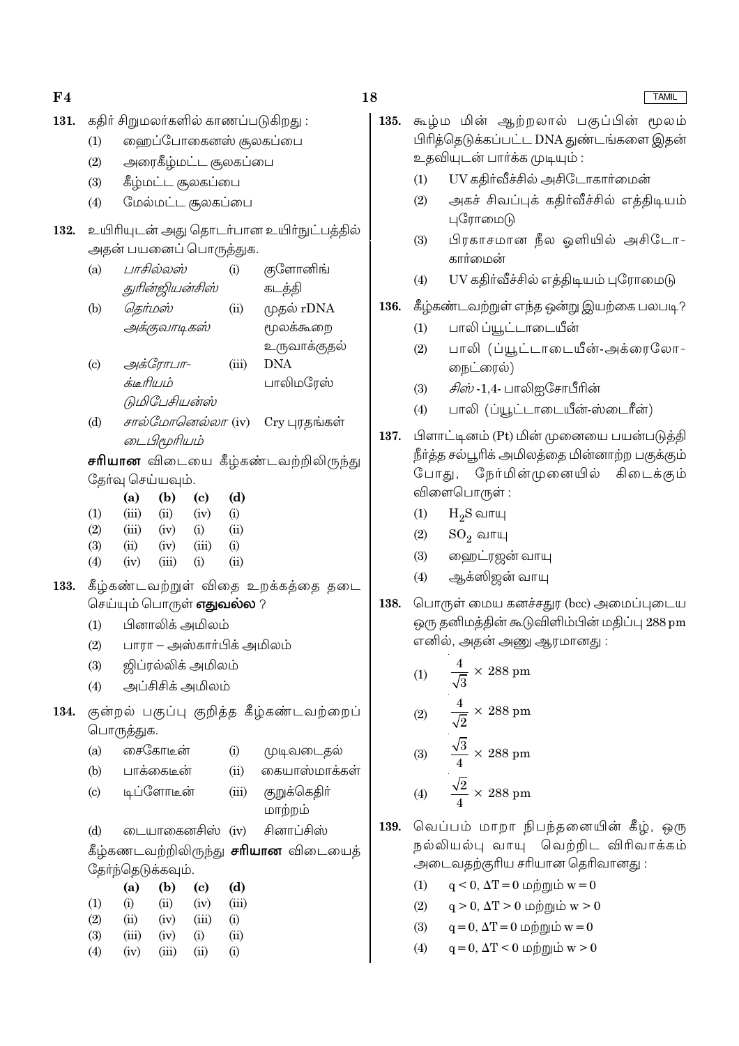131. கதிர் சிறுமலர்களில் காணப்படுகிறது :

(1) ஹைப்போகைனஸ் சூலகப்பை

(2) அரைகீழ்மட்ட சூலகப்பை

(3) கீழ்மட்ட சூலகப்பை

(4) மேல்மட்ட சூலகப்பை

132. உயிரியுடன் அது தொடர்பான உயிர்நுட்பத்தில் அதன் பயனைப் பொருத்துக.

| | | | |
|---|---|---|---|
| (a) | *பாசில்லஸ் துரின்ஜியன்சிஸ்* | (i) | குளோனிங் கடத்தி |
| (b) | *தெர்மஸ் அக்குவாடிகஸ்* | (ii) | முதல் rDNA மூலக்கூறை உருவாக்குதல் |
| (c) | *அக்ரோபாக்டீரியம் டுமிபேசியன்ஸ்* | (iii) | DNA பாலிமரேஸ் |
| (d) | *சால்மோனெல்லா டைபிமூரியம்* | (iv) | Cry புரதங்கள் |

**சரியான** விடையை கீழ்கண்டவற்றிலிருந்து தேர்வு செய்யவும்.

| | (a) | (b) | (c) | (d) |
|---|---|---|---|---|
| (1) | (iii) | (ii) | (iv) | (i) |
| (2) | (iii) | (iv) | (i) | (ii) |
| (3) | (ii) | (iv) | (iii) | (i) |
| (4) | (iv) | (iii) | (i) | (ii) |

133. கீழ்கண்டவற்றுள் விதை உறக்கத்தை தடை செய்யும் பொருள் **எதுவல்ல** ?

(1) பினாலிக் அமிலம்

(2) பாரா – அஸ்கார்பிக் அமிலம்

(3) ஜிப்ரல்லிக் அமிலம்

(4) அப்சிசிக் அமிலம்

134. குன்றல் பகுப்பு குறித்த கீழ்கண்டவற்றைப் பொருத்துக.

| | | | |
|---|---|---|---|
| (a) | சைகோடீன் | (i) | முடிவடைதல் |
| (b) | பாக்கைடீன் | (ii) | கையாஸ்மாக்கள் |
| (c) | டிப்ளோடீன் | (iii) | குறுக்கெதிர் மாற்றம் |
| (d) | டையாகைனசிஸ் | (iv) | சினாப்சிஸ் |

கீழ்கணடவற்றிலிருந்து **சரியான** விடையைத் தேர்ந்தெடுக்கவும்.

| | (a) | (b) | (c) | (d) |
|---|---|---|---|---|
| (1) | (i) | (ii) | (iv) | (iii) |
| (2) | (ii) | (iv) | (iii) | (i) |
| (3) | (iii) | (iv) | (i) | (ii) |
| (4) | (iv) | (iii) | (ii) | (i) |

135. கூழ்ம மின் ஆற்றலால் பகுப்பின் மூலம் பிரித்தெடுக்கப்பட்ட DNA துண்டங்களை இதன் உதவியுடன் பார்க்க முடியும் :

(1) UV கதிர்வீச்சில் அசிடோகார்மைன்

(2) அகச் சிவப்புக் கதிர்வீச்சில் எத்திடியம் புரோமைடு

(3) பிரகாசமான நீல ஒளியில் அசிடோ-கார்மைன்

(4) UV கதிர்வீச்சில் எத்திடியம் புரோமைடு

136. கீழ்கண்டவற்றுள் எந்த ஒன்று இயற்கை பலபடி?

(1) பாலி ப்யூட்டாடையீன்

(2) பாலி (ப்யூட்டாடையீன்-அக்ரைலோ-நைட்ரைல்)

(3) *சிஸ்*-1,4- பாலிஐசோபிரீன்

(4) பாலி (ப்யூட்டாடையீன்-ஸ்டைரீன்)

137. பிளாட்டினம் (Pt) மின் முனையை பயன்படுத்தி நீர்த்த சல்பூரிக் அமிலத்தை மின்னாற்ற பகுக்கும் போது, நேர்மின்முனையில் கிடைக்கும் விளைபொருள் :

(1) $H_2S$ வாயு

(2) $SO_2$ வாயு

(3) ஹைட்ரஜன் வாயு

(4) ஆக்ஸிஜன் வாயு

138. பொருள் மைய கனச்சதுர (bcc) அமைப்புடைய ஒரு தனிமத்தின் கூடுவிளிம்பின் மதிப்பு 288 pm எனில், அதன் அணு ஆரமானது :

(1) $\frac{4}{\sqrt{3}} \times 288$ pm

(2) $\frac{4}{\sqrt{2}} \times 288$ pm

(3) $\frac{\sqrt{3}}{4} \times 288$ pm

(4) $\frac{\sqrt{2}}{4} \times 288$ pm

139. வெப்பம் மாறா நிபந்தனையின் கீழ், ஒரு நல்லியல்பு வாயு வெற்றிட விரிவாக்கம் அடைவதற்குரிய சரியான தெரிவானது :

(1) $q < 0$, $\Delta T = 0$ மற்றும் $w = 0$

(2) $q > 0$, $\Delta T > 0$ மற்றும் $w > 0$

(3) $q = 0$, $\Delta T = 0$ மற்றும் $w = 0$

(4) $q = 0$, $\Delta T < 0$ மற்றும் $w > 0$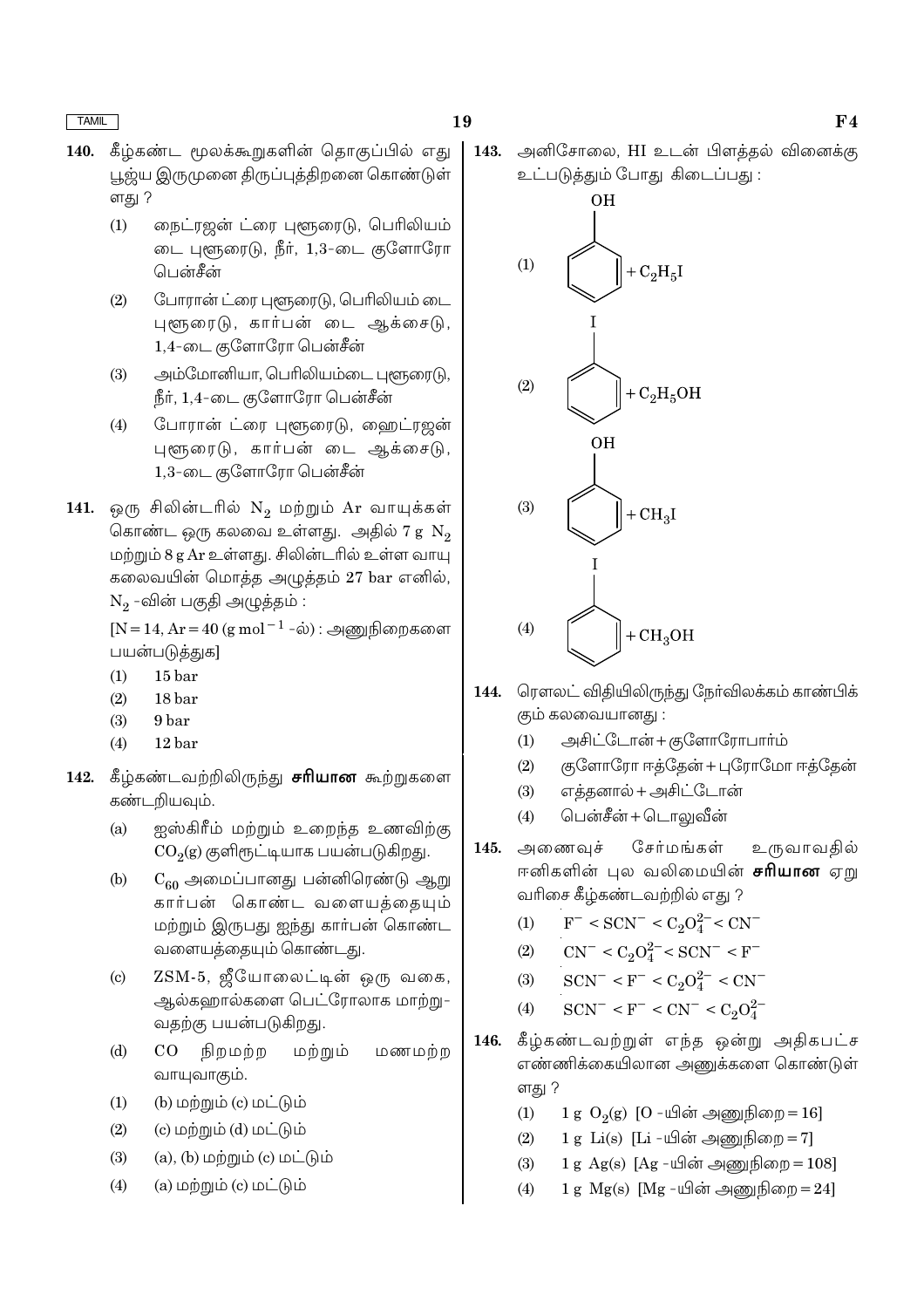140. கீழ்கண்ட மூலக்கூறுகளின் தொகுப்பில் எது பூஜ்ய இருமுனை திருப்புத்திறனை கொண்டுள்ளது ?

(1) நைட்ரஜன் ட்ரை புளூரைடு, பெரிலியம் டை புளூரைடு, நீர், 1,3-டை குளோரோ பென்சீன்

(2) போரான் ட்ரை புளூரைடு, பெரிலியம் டை புளூரைடு, கார்பன் டை ஆக்சைடு, 1,4-டை குளோரோ பென்சீன்

(3) அம்மோனியா, பெரிலியம்டை புளூரைடு, நீர், 1,4-டை குளோரோ பென்சீன்

(4) போரான் ட்ரை புளூரைடு, ஹைட்ரஜன் புளூரைடு, கார்பன் டை ஆக்சைடு, 1,3-டை குளோரோ பென்சீன்

141. ஒரு சிலிண்டரில் $N_2$ மற்றும் Ar வாயுக்கள் கொண்ட ஒரு கலவை உள்ளது. அதில் 7 g $N_2$ மற்றும் 8 g Ar உள்ளது. சிலிண்டரில் உள்ள வாயு கலவையின் மொத்த அழுத்தம் 27 bar எனில், $N_2$ -வின் பகுதி அழுத்தம் :

[N = 14, Ar = 40 (g mol$^{-1}$ -ல்) : அணுநிறைகளை பயன்படுத்துக]

(1) 15 bar

(2) 18 bar

(3) 9 bar

(4) 12 bar

142. கீழ்கண்டவற்றிலிருந்து **சரியான** கூற்றுகளை கண்டறியவும்.

(a) ஐஸ்கிரீம் மற்றும் உறைந்த உணவிற்கு $CO_2$(g) குளிரூட்டியாக பயன்படுகிறது.

(b) $C_{60}$ அமைப்பானது பன்னிரெண்டு ஆறு கார்பன் கொண்ட வளையத்தையும் மற்றும் இருபது ஐந்து கார்பன் கொண்ட வளையத்தையும் கொண்டது.

(c) ZSM-5, ஜீயோலைட்டின் ஒரு வகை, ஆல்கஹால்களை பெட்ரோலாக மாற்றுவதற்கு பயன்படுகிறது.

(d) CO நிறமற்ற மற்றும் மணமற்ற வாயுவாகும்.

(1) (b) மற்றும் (c) மட்டும்

(2) (c) மற்றும் (d) மட்டும்

(3) (a), (b) மற்றும் (c) மட்டும்

(4) (a) மற்றும் (c) மட்டும்

143. அனிசோலை, HI உடன் பிளத்தல் வினைக்கு உட்படுத்தும் போது கிடைப்பது :

(1) Phenol (OH on benzene ring) $+ C_2H_5I$

(2) Iodobenzene (I on benzene ring) $+ C_2H_5OH$

(3) Phenol (OH on benzene ring) $+ CH_3I$

(4) Iodobenzene (I on benzene ring) $+ CH_3OH$

144. ரௌலட் விதியிலிருந்து நேர்விலக்கம் காண்பிக்கும் கலவையானது :

(1) அசிட்டோன் + குளோரோபார்ம்

(2) குளோரோ ஈத்தேன் + புரோமோ ஈத்தேன்

(3) எத்தனால் + அசிட்டோன்

(4) பென்சீன் + டொலுவீன்

145. அணைவுச் சேர்மங்கள் உருவாவதில் ஈனிகளின் புல வலிமையின் **சரியான** ஏறு வரிசை கீழ்கண்டவற்றில் எது ?

(1) $F^- < SCN^- < C_2O_4^{2-} < CN^-$

(2) $CN^- < C_2O_4^{2-} < SCN^- < F^-$

(3) $SCN^- < F^- < C_2O_4^{2-} < CN^-$

(4) $SCN^- < F^- < CN^- < C_2O_4^{2-}$

146. கீழ்கண்டவற்றுள் எந்த ஒன்று அதிகபட்ச எண்ணிக்கையிலான அணுக்களை கொண்டுள்ளது ?

(1) 1 g $O_2$(g) [O -யின் அணுநிறை = 16]

(2) 1 g Li(s) [Li -யின் அணுநிறை = 7]

(3) 1 g Ag(s) [Ag -யின் அணுநிறை = 108]

(4) 1 g Mg(s) [Mg -யின் அணுநிறை = 24]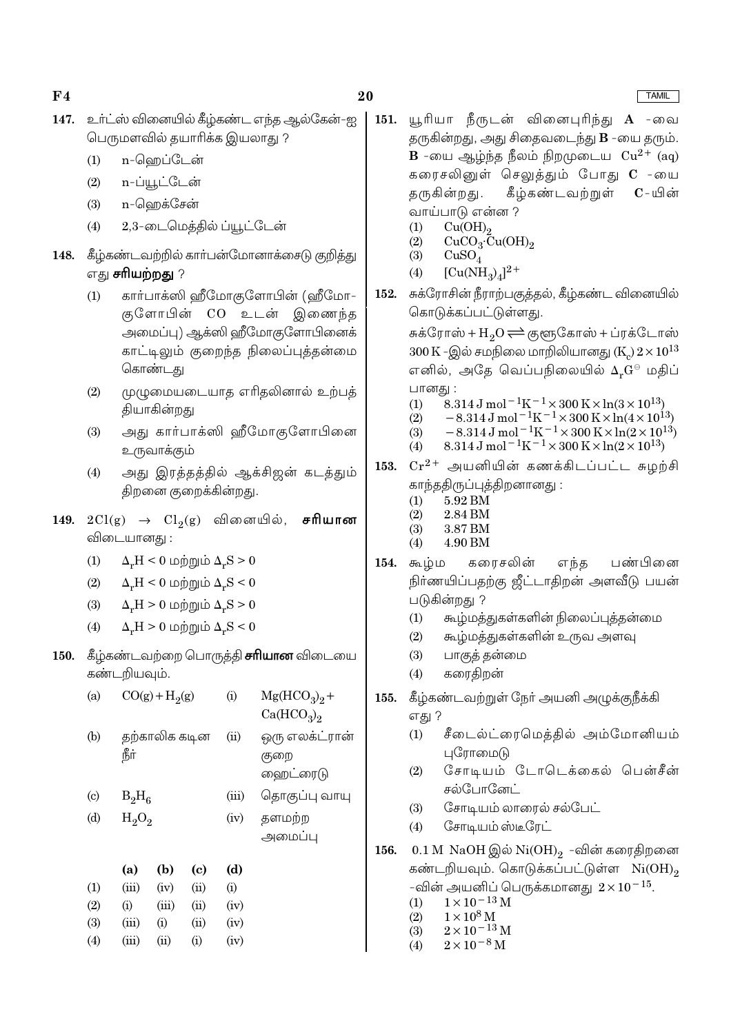**147.** உர்ட்ஸ் வினையில் கீழ்கண்ட எந்த ஆல்கேன்-ஐ பெருமளவில் தயாரிக்க இயலாது ?

(1) n-ஹெப்டேன்

(2) n-ப்யூட்டேன்

(3) n-ஹெக்சேன்

(4) 2,3-டைமெத்தில் ப்யூட்டேன்

**148.** கீழ்கண்டவற்றில் கார்பன்மோனாக்சைடு குறித்து எது **சரியற்றது** ?

(1) கார்பாக்ஸி ஹீமோகுளோபின் (ஹீமோகுளோபின் CO உடன் இணைந்த அமைப்பு) ஆக்ஸி ஹீமோகுளோபினைக் காட்டிலும் குறைந்த நிலைப்புத்தன்மை கொண்டது

(2) முழுமையடையாத எரிதலினால் உற்பத்தியாகின்றது

(3) அது கார்பாக்ஸி ஹீமோகுளோபினை உருவாக்கும்

(4) அது இரத்தத்தில் ஆக்சிஜன் கடத்தும் திறனை குறைக்கின்றது.

**149.** $2Cl(g) \rightarrow Cl_2(g)$ வினையில், **சரியான** விடையானது :

(1) $\Delta_r H < 0$ மற்றும் $\Delta_r S > 0$

(2) $\Delta_r H < 0$ மற்றும் $\Delta_r S < 0$

(3) $\Delta_r H > 0$ மற்றும் $\Delta_r S > 0$

(4) $\Delta_r H > 0$ மற்றும் $\Delta_r S < 0$

**150.** கீழ்கண்டவற்றை பொருத்தி **சரியான** விடையை கண்டறியவும்.

| | | | |
|---|---|---|---|
| (a) | $CO(g) + H_2(g)$ | (i) | $Mg(HCO_3)_2 + Ca(HCO_3)_2$ |
| (b) | தற்காலிக கடின நீர் | (ii) | ஒரு எலக்ட்ரான் குறை ஹைட்ரைடு |
| (c) | $B_2H_6$ | (iii) | தொகுப்பு வாயு |
| (d) | $H_2O_2$ | (iv) | தளமற்ற அமைப்பு |

| | (a) | (b) | (c) | (d) |
|---|---|---|---|---|
| (1) | (iii) | (iv) | (ii) | (i) |
| (2) | (i) | (iii) | (ii) | (iv) |
| (3) | (iii) | (i) | (ii) | (iv) |
| (4) | (iii) | (ii) | (i) | (iv) |

**151.** யூரியா நீருடன் வினைபுரிந்து **A** -வை தருகின்றது, அது சிதைவடைந்து **B** -யை தரும். **B** -யை ஆழ்ந்த நீலம் நிறமுடைய $Cu^{2+}$ (aq) கரைசலினுள் செலுத்தும் போது **C** -யை தருகின்றது. கீழ்கண்டவற்றுள் **C**-யின் வாய்பாடு என்ன ?

(1) $Cu(OH)_2$

(2) $CuCO_3 \cdot Cu(OH)_2$

(3) $CuSO_4$

(4) $[Cu(NH_3)_4]^{2+}$

**152.** சுக்ரோசின் நீராற்பகுத்தல், கீழ்கண்ட வினையில் கொடுக்கப்பட்டுள்ளது.

சுக்ரோஸ் + $H_2O \rightleftharpoons$ குளூகோஸ் + ப்ரக்டோஸ்

300 K -இல் சமநிலை மாறிலியானது $(K_c)$ $2 \times 10^{13}$ எனில், அதே வெப்பநிலையில் $\Delta_r G^\ominus$ மதிப்பானது :

(1) $8.314\ J\ mol^{-1}K^{-1} \times 300\ K \times \ln(3 \times 10^{13})$

(2) $-8.314\ J\ mol^{-1}K^{-1} \times 300\ K \times \ln(4 \times 10^{13})$

(3) $-8.314\ J\ mol^{-1}K^{-1} \times 300\ K \times \ln(2 \times 10^{13})$

(4) $8.314\ J\ mol^{-1}K^{-1} \times 300\ K \times \ln(2 \times 10^{13})$

**153.** $Cr^{2+}$ அயனியின் கணக்கிடப்பட்ட சுழற்சி காந்ததிருப்புத்திறனானது :

(1) 5.92 BM

(2) 2.84 BM

(3) 3.87 BM

(4) 4.90 BM

**154.** கூழ்ம கரைசலின் எந்த பண்பினை நிர்ணயிப்பதற்கு ஜீட்டாதிறன் அளவீடு பயன் படுகின்றது ?

(1) கூழ்மத்துகள்களின் நிலைப்புத்தன்மை

(2) கூழ்மத்துகள்களின் உருவ அளவு

(3) பாகுத் தன்மை

(4) கரைதிறன்

**155.** கீழ்கண்டவற்றுள் நேர் அயனி அழுக்குநீக்கி எது ?

(1) சீடைல்ட்ரைமெத்தில் அம்மோனியம் புரோமைடு

(2) சோடியம் டோடெக்கைல் பென்சீன் சல்போனேட்

(3) சோடியம் லாரைல் சல்பேட்

(4) சோடியம் ஸ்டீரேட்

**156.** 0.1 M NaOH இல் $Ni(OH)_2$ -வின் கரைதிறனை கண்டறியவும். கொடுக்கப்பட்டுள்ள $Ni(OH)_2$ -வின் அயனிப் பெருக்கமானது $2 \times 10^{-15}$.

(1) $1 \times 10^{-13}$ M

(2) $1 \times 10^{8}$ M

(3) $2 \times 10^{-13}$ M

(4) $2 \times 10^{-8}$ M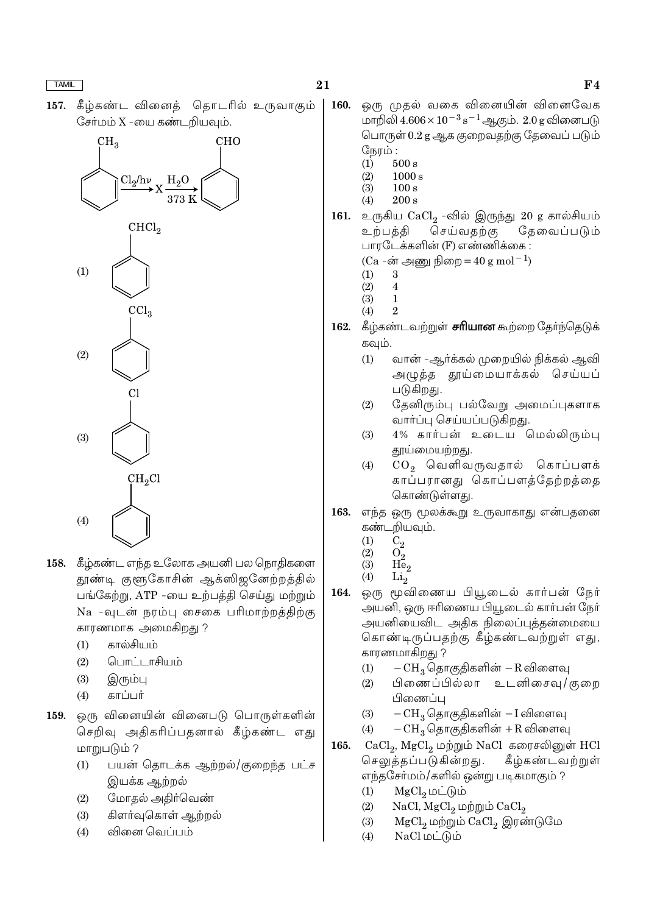157. கீழ்கண்ட வினைத் தொடரில் உருவாகும் சேர்மம் X -யை கண்டறியவும்.

$$C_6H_5CH_3 \xrightarrow{Cl_2/h\nu} X \xrightarrow[373\ K]{H_2O} C_6H_5CHO$$

(1) $C_6H_5CHCl_2$

(2) $C_6H_5CCl_3$

(3) $C_6H_5Cl$

(4) $C_6H_5CH_2Cl$

158. கீழ்கண்ட எந்த உலோக அயனி பல நொதிகளை தூண்டி குளூகோசின் ஆக்ஸிஜனேற்றத்தில் பங்கேற்று, ATP -யை உற்பத்தி செய்து மற்றும் Na -வுடன் நரம்பு சைகை பரிமாற்றத்திற்கு காரணமாக அமைகிறது ?

(1) கால்சியம்
(2) பொட்டாசியம்
(3) இரும்பு
(4) காப்பர்

159. ஒரு வினையின் வினைபடு பொருள்களின் செறிவு அதிகரிப்பதனால் கீழ்கண்ட எது மாறுபடும் ?

(1) பயன் தொடக்க ஆற்றல்/குறைந்த பட்ச இயக்க ஆற்றல்
(2) மோதல் அதிர்வெண்
(3) கிளர்வுகொள் ஆற்றல்
(4) வினை வெப்பம்

160. ஒரு முதல் வகை வினையின் வினைவேக மாறிலி $4.606 \times 10^{-3}\ s^{-1}$ ஆகும். 2.0 g வினைபடு பொருள் 0.2 g ஆக குறைவதற்கு தேவைப் படும் நேரம் :

(1) 500 s
(2) 1000 s
(3) 100 s
(4) 200 s

161. உருகிய $CaCl_2$ -வில் இருந்து 20 g கால்சியம் உற்பத்தி செய்வதற்கு தேவைப்படும் பாரடேக்களின் (F) எண்ணிக்கை :

(Ca -ன் அணு நிறை $= 40\ g\ mol^{-1}$)

(1) 3
(2) 4
(3) 1
(4) 2

162. கீழ்கண்டவற்றுள் **சரியான** கூற்றை தேர்ந்தெடுக் கவும்.

(1) வான் -ஆர்க்கல் முறையில் நிக்கல் ஆவி அழுத்த தூய்மையாக்கல் செய்யப் படுகிறது.
(2) தேனிரும்பு பல்வேறு அமைப்புகளாக வார்ப்பு செய்யப்படுகிறது.
(3) 4% கார்பன் உடைய மெல்லிரும்பு தூய்மையற்றது.
(4) $CO_2$ வெளிவருவதால் கொப்பளக் காப்பரானது கொப்பளத்தேற்றத்தை கொண்டுள்ளது.

163. எந்த ஒரு மூலக்கூறு உருவாகாது என்பதனை கண்டறியவும்.

(1) $C_2$
(2) $O_2$
(3) $He_2$
(4) $Li_2$

164. ஒரு மூவிணைய பியூடைல் கார்பன் நேர் அயனி, ஒரு ஈரிணைய பியூடைல் கார்பன் நேர் அயனியைவிட அதிக நிலைப்புத்தன்மையை கொண்டிருப்பதற்கு கீழ்கண்டவற்றுள் எது, காரணமாகிறது ?

(1) $-CH_3$ தொகுதிகளின் $-R$ விளைவு
(2) பிணைப்பில்லா உடனிசைவு/குறை பிணைப்பு
(3) $-CH_3$ தொகுதிகளின் $-I$ விளைவு
(4) $-CH_3$ தொகுதிகளின் $+R$ விளைவு

165. $CaCl_2$, $MgCl_2$ மற்றும் NaCl கரைசலினுள் HCl செலுத்தப்படுகின்றது. கீழ்கண்டவற்றுள் எந்தசேர்மம்/களில் ஒன்று படிகமாகும் ?

(1) $MgCl_2$ மட்டும்
(2) NaCl, $MgCl_2$ மற்றும் $CaCl_2$
(3) $MgCl_2$ மற்றும் $CaCl_2$ இரண்டுமே
(4) NaCl மட்டும்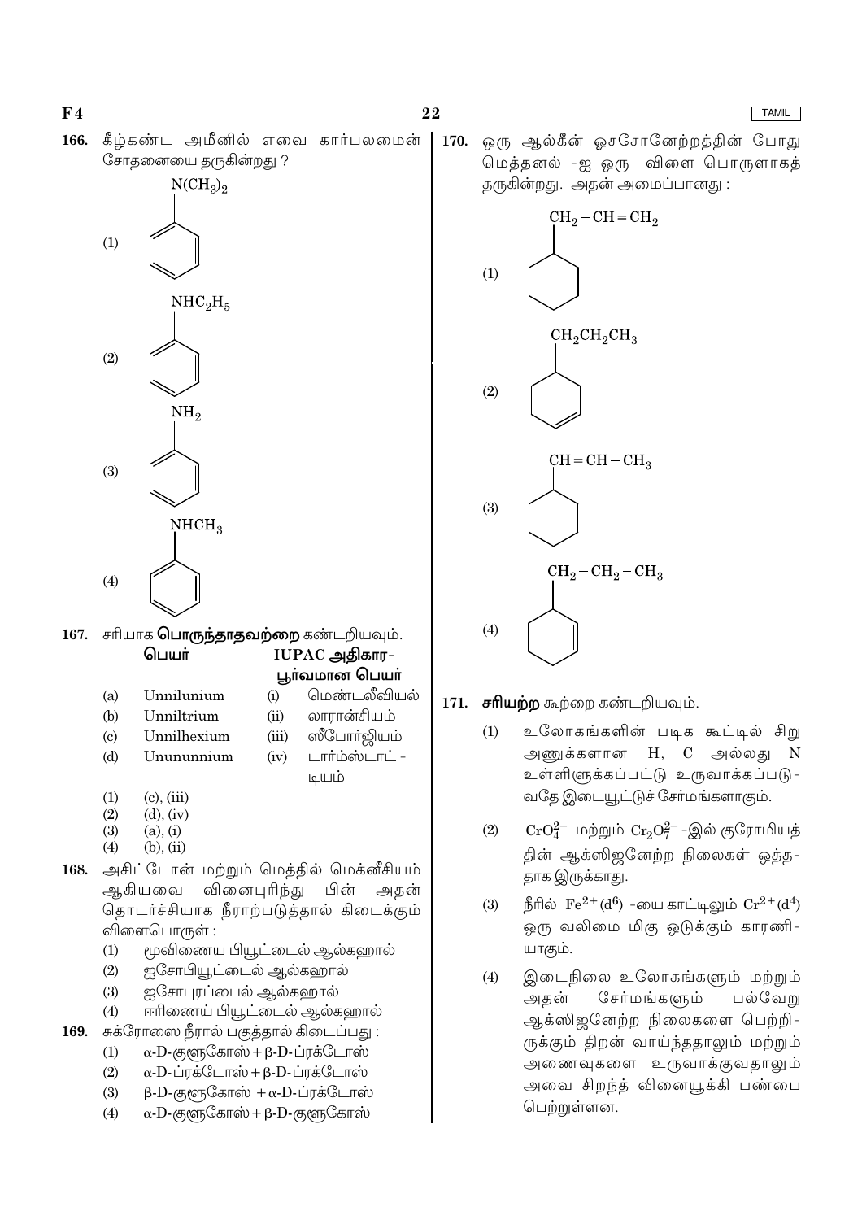166. கீழ்கண்ட அமீனில் எவை கார்பலமைன் சோதனையை தருகின்றது ?

(1) $N(CH_3)_2$ (benzene ring)

(2) $NHC_2H_5$ (benzene ring)

(3) $NH_2$ (benzene ring)

(4) $NHCH_3$ (benzene ring)

167. சரியாக **பொருந்தாதவற்றை** கண்டறியவும்.

| | பெயர் | | IUPAC அதிகார-பூர்வமான பெயர் |
|---|---|---|---|
| (a) | Unnilunium | (i) | மெண்டலீவியம் |
| (b) | Unniltrium | (ii) | லாரான்சியம் |
| (c) | Unnilhexium | (iii) | ஸீபோர்ஜியம் |
| (d) | Unununnium | (iv) | டார்ம்ஸ்டாட்-டியம் |

(1) (c), (iii)
(2) (d), (iv)
(3) (a), (i)
(4) (b), (ii)

168. அசிட்டோன் மற்றும் மெத்தில் மெக்னீசியம் ஆகியவை வினைபுரிந்து பின் அதன் தொடர்ச்சியாக நீராற்பகுத்தால் கிடைக்கும் விளைபொருள் :

(1) மூவிணைய பியூட்டைல் ஆல்கஹால்
(2) ஐசோபியூட்டைல் ஆல்கஹால்
(3) ஐசோபுரப்பைல் ஆல்கஹால்
(4) ஈரிணைய் பியூட்டைல் ஆல்கஹால்

169. சுக்ரோஸை நீரால் பகுத்தால் கிடைப்பது :

(1) α-D-குளூகோஸ் + β-D-ப்ரக்டோஸ்
(2) α-D-ப்ரக்டோஸ் + β-D-ப்ரக்டோஸ்
(3) β-D-குளூகோஸ் + α-D-ப்ரக்டோஸ்
(4) α-D-குளூகோஸ் + β-D-குளூகோஸ்

170. ஒரு ஆல்கீன் ஓசசோனேற்றத்தின் போது மெத்தனல் -ஐ ஒரு விளை பொருளாகத் தருகின்றது. அதன் அமைப்பானது :

(1) $CH_2-CH=CH_2$ (cyclohexane ring)

(2) $CH_2CH_2CH_3$ (cyclohexene ring)

(3) $CH=CH-CH_3$ (cyclohexane ring)

(4) $CH_2-CH_2-CH_3$ (cyclohexene ring)

171. **சரியற்ற** கூற்றை கண்டறியவும்.

(1) உலோகங்களின் படிக கூட்டில் சிறு அணுக்களான H, C அல்லது N உள்ளிளுக்கப்பட்டு உருவாக்கப்படு-வதே இடையூட்டுச் சேர்மங்களாகும்.

(2) $CrO_4^{2-}$ மற்றும் $Cr_2O_7^{2-}$ -இல் குரோமியத்தின் ஆக்ஸிஜனேற்ற நிலைகள் ஒத்த-தாக இருக்காது.

(3) நீரில் $Fe^{2+}(d^6)$ -யை காட்டிலும் $Cr^{2+}(d^4)$ ஒரு வலிமை மிகு ஒடுக்கும் காரணி-யாகும்.

(4) இடைநிலை உலோகங்களும் மற்றும் அதன் சேர்மங்களும் பல்வேறு ஆக்ஸிஜனேற்ற நிலைகளை பெற்றி-ருக்கும் திறன் வாய்ந்ததாலும் மற்றும் அணைவுகளை உருவாக்குவதாலும் அவை சிறந்த் வினையூக்கி பண்பை பெற்றுள்ளன.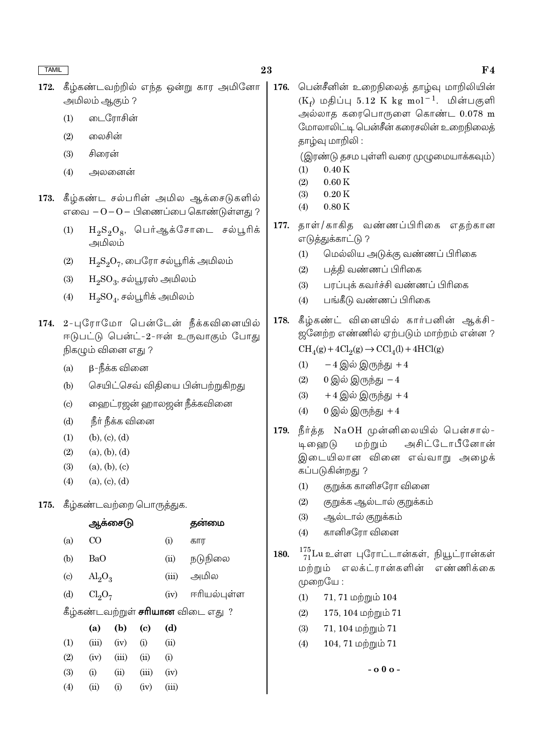172. கீழ்கண்டவற்றில் எந்த ஒன்று கார அமினோ அமிலம் ஆகும் ?

(1) டைரோசின்

(2) லைசின்

(3) சிரைன்

(4) அலனைன்

173. கீழ்கண்ட சல்பரின் அமில ஆக்சைடுகளில் எவை $-O-O-$ பிணைப்பை கொண்டுள்ளது ?

(1) $H_2S_2O_8$, பெர்ஆக்சோடை சல்பூரிக் அமிலம்

(2) $H_2S_2O_7$, பைரோ சல்பூரிக் அமிலம்

(3) $H_2SO_3$, சல்பூரஸ் அமிலம்

(4) $H_2SO_4$, சல்பூரிக் அமிலம்

174. 2-புரோமோ பென்டேன் நீக்கவினையில் ஈடுபட்டு பென்ட்-2-ஈன் உருவாகும் போது நிகழும் வினை எது ?

(a) β-நீக்க வினை

(b) செயிட்செவ் விதியை பின்பற்றுகிறது

(c) ஹைட்ரஜன் ஹாலஜன் நீக்கவினை

(d) நீர் நீக்க வினை

(1) (b), (c), (d)

(2) (a), (b), (d)

(3) (a), (b), (c)

(4) (a), (c), (d)

175. கீழ்கண்டவற்றை பொருத்துக.

| | ஆக்சைடு | | தன்மை |
|---|---|---|---|
| (a) | CO | (i) | கார |
| (b) | BaO | (ii) | நடுநிலை |
| (c) | $Al_2O_3$ | (iii) | அமில |
| (d) | $Cl_2O_7$ | (iv) | ஈரியல்புள்ள |

கீழ்கண்டவற்றுள் **சரியான** விடை எது ?

| | (a) | (b) | (c) | (d) |
|---|---|---|---|---|
| (1) | (iii) | (iv) | (i) | (ii) |
| (2) | (iv) | (iii) | (ii) | (i) |
| (3) | (i) | (ii) | (iii) | (iv) |
| (4) | (ii) | (i) | (iv) | (iii) |

176. பென்சீனின் உறைநிலைத் தாழ்வு மாறிலியின் ($K_f$) மதிப்பு $5.12 \text{ K kg mol}^{-1}$. மின்பகுளி அல்லாத கரைபொருளை கொண்ட 0.078 m மோலாலிட்டி பென்சீன் கரைசலின் உறைநிலைத் தாழ்வு மாறிலி :

(இரண்டு தசம புள்ளி வரை முழுமையாக்கவும்)

(1) 0.40 K

(2) 0.60 K

(3) 0.20 K

(4) 0.80 K

177. தாள்/காகித வண்ணப்பிரிகை எதற்கான எடுத்துக்காட்டு ?

(1) மெல்லிய அடுக்கு வண்ணப் பிரிகை

(2) பத்தி வண்ணப் பிரிகை

(3) பரப்புக் கவர்ச்சி வண்ணப் பிரிகை

(4) பங்கீடு வண்ணப் பிரிகை

178. கீழ்கண்ட வினையில் கார்பனின் ஆக்சிஜனேற்ற எண்ணில் ஏற்படும் மாற்றம் என்ன ?

$CH_4(g) + 4Cl_2(g) \rightarrow CCl_4(l) + 4HCl(g)$

(1) $-4$ இல் இருந்து $+4$

(2) 0 இல் இருந்து $-4$

(3) $+4$ இல் இருந்து $+4$

(4) 0 இல் இருந்து $+4$

179. நீர்த்த NaOH முன்னிலையில் பென்சால்டிஹைடு மற்றும் அசிட்டோபீனோன் இடையிலான வினை எவ்வாறு அழைக்கப்படுகின்றது ?

(1) குறுக்க கானிசரோ வினை

(2) குறுக்க ஆல்டால் குறுக்கம்

(3) ஆல்டால் குறுக்கம்

(4) கானிசரோ வினை

180. $^{175}_{71}Lu$ உள்ள புரோட்டான்கள், நியூட்ரான்கள் மற்றும் எலக்ட்ரான்களின் எண்ணிக்கை முறையே :

(1) 71, 71 மற்றும் 104

(2) 175, 104 மற்றும் 71

(3) 71, 104 மற்றும் 71

(4) 104, 71 மற்றும் 71

- o 0 o -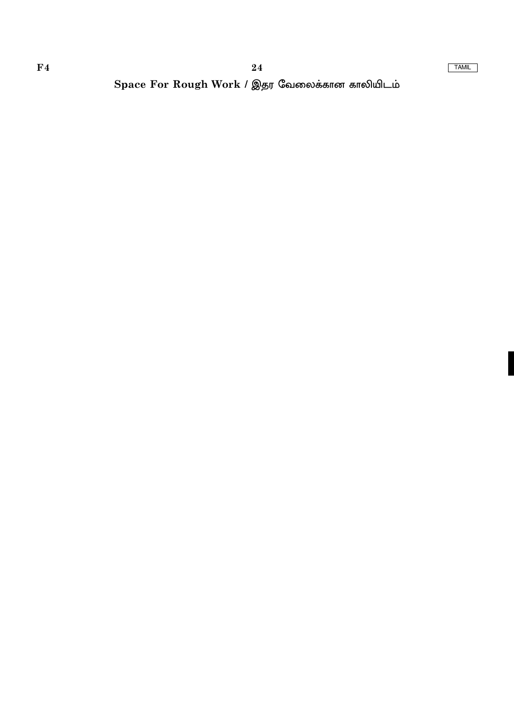**Space For Rough Work / இதர வேலைக்கான காலியிடம்**